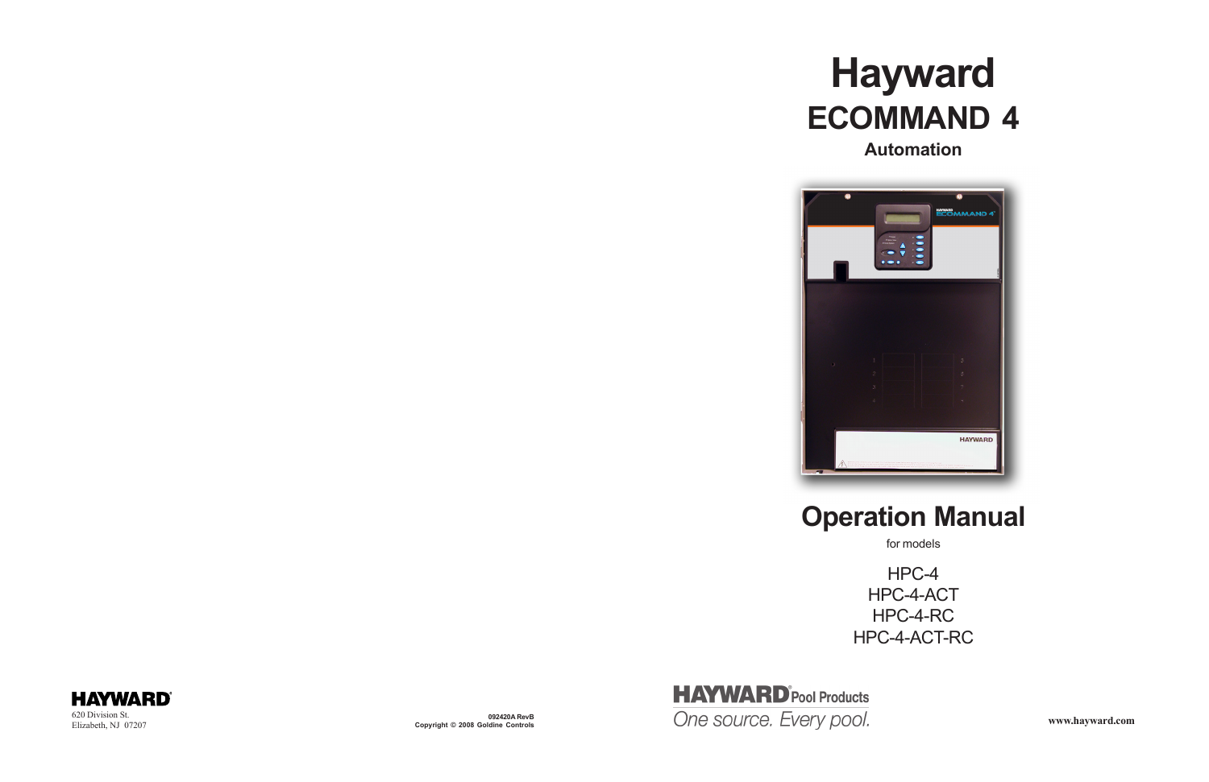# Hayward

## ECOMMAND 4

**Automation**

# Operation Manual

for models

HPC-4
HPC-4-ACT
HPC-4-RC
HPC-4-ACT-RC

**HAYWARD**
620 Division St.
Elizabeth, NJ 07207

**092420A RevB**
**Copyright © 2008 Goldine Controls**

**HAYWARD** Pool Products
*One source. Every pool.*

**www.hayward.com**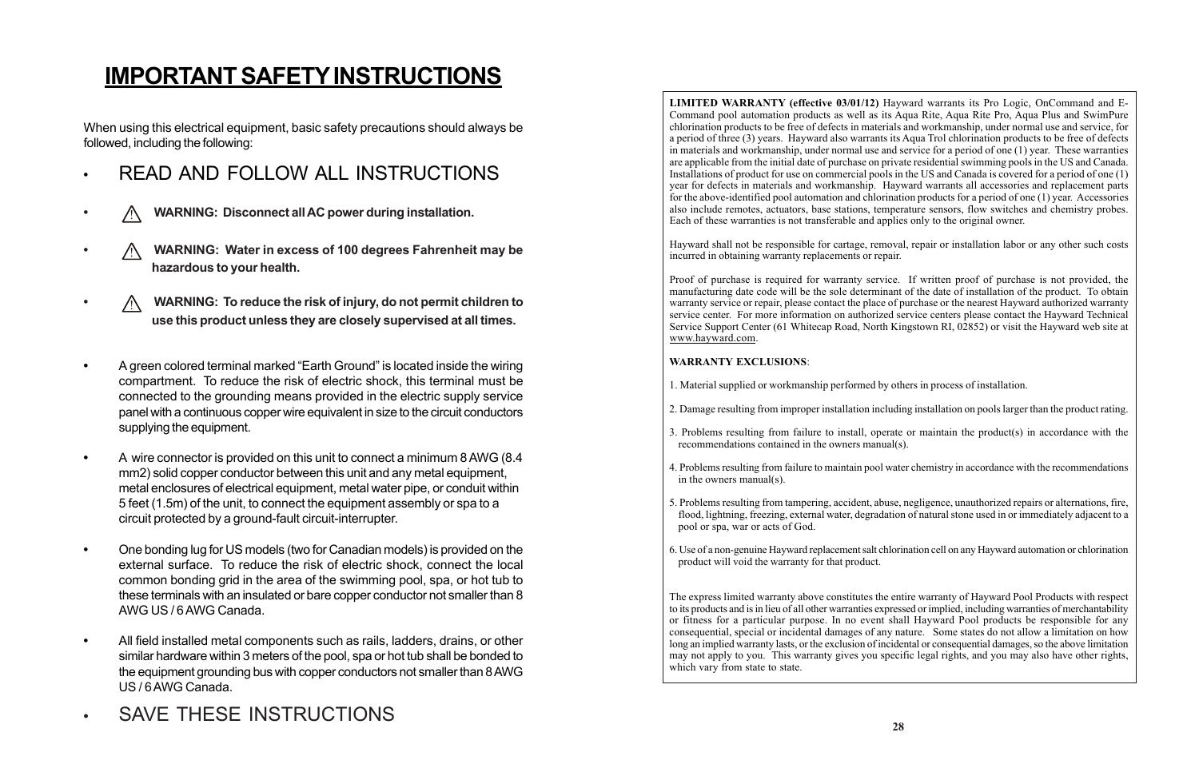# IMPORTANT SAFETY INSTRUCTIONS

When using this electrical equipment, basic safety precautions should always be followed, including the following:

- READ AND FOLLOW ALL INSTRUCTIONS
- ⚠ **WARNING: Disconnect all AC power during installation.**
- ⚠ **WARNING: Water in excess of 100 degrees Fahrenheit may be hazardous to your health.**
- ⚠ **WARNING: To reduce the risk of injury, do not permit children to use this product unless they are closely supervised at all times.**
- A green colored terminal marked "Earth Ground" is located inside the wiring compartment. To reduce the risk of electric shock, this terminal must be connected to the grounding means provided in the electric supply service panel with a continuous copper wire equivalent in size to the circuit conductors supplying the equipment.
- A wire connector is provided on this unit to connect a minimum 8 AWG (8.4 mm2) solid copper conductor between this unit and any metal equipment, metal enclosures of electrical equipment, metal water pipe, or conduit within 5 feet (1.5m) of the unit, to connect the equipment assembly or spa to a circuit protected by a ground-fault circuit-interrupter.
- One bonding lug for US models (two for Canadian models) is provided on the external surface. To reduce the risk of electric shock, connect the local common bonding grid in the area of the swimming pool, spa, or hot tub to these terminals with an insulated or bare copper conductor not smaller than 8 AWG US / 6 AWG Canada.
- All field installed metal components such as rails, ladders, drains, or other similar hardware within 3 meters of the pool, spa or hot tub shall be bonded to the equipment grounding bus with copper conductors not smaller than 8 AWG US / 6 AWG Canada.
- SAVE THESE INSTRUCTIONS

**LIMITED WARRANTY (effective 03/01/12)** Hayward warrants its Pro Logic, OnCommand and E-Command pool automation products as well as its Aqua Rite, Aqua Rite Pro, Aqua Plus and SwimPure chlorination products to be free of defects in materials and workmanship, under normal use and service, for a period of three (3) years. Hayward also warrants its Aqua Trol chlorination products to be free of defects in materials and workmanship, under normal use and service for a period of one (1) year. These warranties are applicable from the initial date of purchase on private residential swimming pools in the US and Canada. Installations of product for use on commercial pools in the US and Canada is covered for a period of one (1) year for defects in materials and workmanship. Hayward warrants all accessories and replacement parts for the above-identified pool automation and chlorination products for a period of one (1) year. Accessories also include remotes, actuators, base stations, temperature sensors, flow switches and chemistry probes. Each of these warranties is not transferable and applies only to the original owner.

Hayward shall not be responsible for cartage, removal, repair or installation labor or any other such costs incurred in obtaining warranty replacements or repair.

Proof of purchase is required for warranty service. If written proof of purchase is not provided, the manufacturing date code will be the sole determinant of the date of installation of the product. To obtain warranty service or repair, please contact the place of purchase or the nearest Hayward authorized warranty service center. For more information on authorized service centers please contact the Hayward Technical Service Support Center (61 Whitecap Road, North Kingstown RI, 02852) or visit the Hayward web site at www.hayward.com.

**WARRANTY EXCLUSIONS**:

1. Material supplied or workmanship performed by others in process of installation.
2. Damage resulting from improper installation including installation on pools larger than the product rating.
3. Problems resulting from failure to install, operate or maintain the product(s) in accordance with the recommendations contained in the owners manual(s).
4. Problems resulting from failure to maintain pool water chemistry in accordance with the recommendations in the owners manual(s).
5. Problems resulting from tampering, accident, abuse, negligence, unauthorized repairs or alternations, fire, flood, lightning, freezing, external water, degradation of natural stone used in or immediately adjacent to a pool or spa, war or acts of God.
6. Use of a non-genuine Hayward replacement salt chlorination cell on any Hayward automation or chlorination product will void the warranty for that product.

The express limited warranty above constitutes the entire warranty of Hayward Pool Products with respect to its products and is in lieu of all other warranties expressed or implied, including warranties of merchantability or fitness for a particular purpose. In no event shall Hayward Pool products be responsible for any consequential, special or incidental damages of any nature. Some states do not allow a limitation on how long an implied warranty lasts, or the exclusion of incidental or consequential damages, so the above limitation may not apply to you. This warranty gives you specific legal rights, and you may also have other rights, which vary from state to state.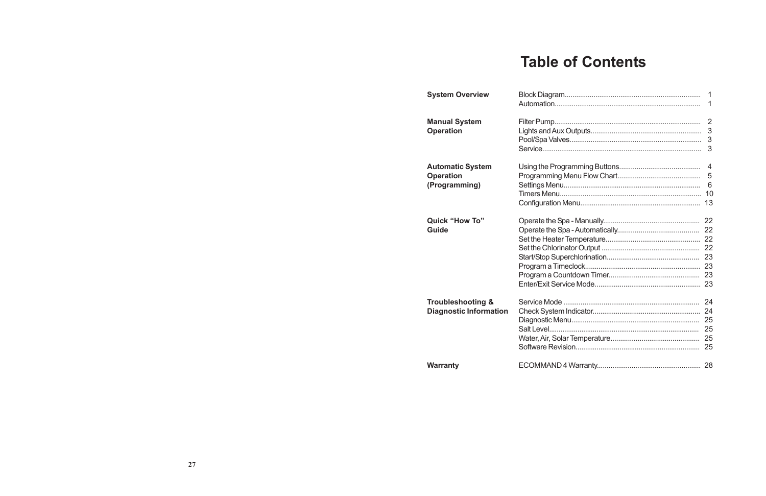# Table of Contents

| Section | Topic | Page |
|---|---|---|
| **System Overview** | Block Diagram | 1 |
| | Automation | 1 |
| **Manual System Operation** | Filter Pump | 2 |
| | Lights and Aux Outputs | 3 |
| | Pool/Spa Valves | 3 |
| | Service | 3 |
| **Automatic System Operation (Programming)** | Using the Programming Buttons | 4 |
| | Programming Menu Flow Chart | 5 |
| | Settings Menu | 6 |
| | Timers Menu | 10 |
| | Configuration Menu | 13 |
| **Quick "How To" Guide** | Operate the Spa - Manually | 22 |
| | Operate the Spa - Automatically | 22 |
| | Set the Heater Temperature | 22 |
| | Set the Chlorinator Output | 22 |
| | Start/Stop Superchlorination | 23 |
| | Program a Timeclock | 23 |
| | Program a Countdown Timer | 23 |
| | Enter/Exit Service Mode | 23 |
| **Troubleshooting & Diagnostic Information** | Service Mode | 24 |
| | Check System Indicator | 24 |
| | Diagnostic Menu | 25 |
| | Salt Level | 25 |
| | Water, Air, Solar Temperature | 25 |
| | Software Revision | 25 |
| **Warranty** | ECOMMAND 4 Warranty | 28 |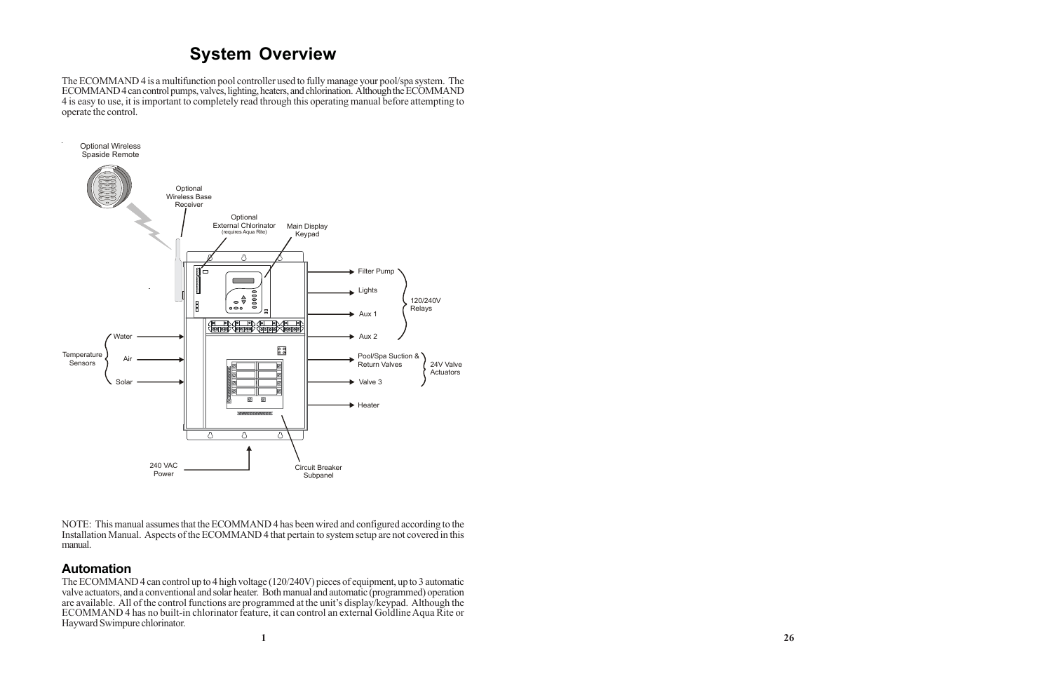# System Overview

The ECOMMAND 4 is a multifunction pool controller used to fully manage your pool/spa system. The ECOMMAND 4 can control pumps, valves, lighting, heaters, and chlorination. Although the ECOMMAND 4 is easy to use, it is important to completely read through this operating manual before attempting to operate the control.

NOTE: This manual assumes that the ECOMMAND 4 has been wired and configured according to the Installation Manual. Aspects of the ECOMMAND 4 that pertain to system setup are not covered in this manual.

## Automation

The ECOMMAND 4 can control up to 4 high voltage (120/240V) pieces of equipment, up to 3 automatic valve actuators, and a conventional and solar heater. Both manual and automatic (programmed) operation are available. All of the control functions are programmed at the unit's display/keypad. Although the ECOMMAND 4 has no built-in chlorinator feature, it can control an external Goldline Aqua Rite or Hayward Swimpure chlorinator.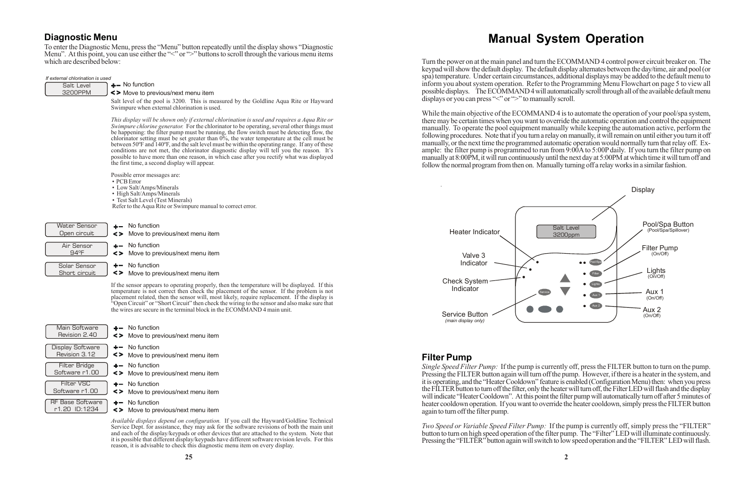## Diagnostic Menu

To enter the Diagnostic Menu, press the "Menu" button repeatedly until the display shows "Diagnostic Menu". At this point, you can use either the "<" or ">" buttons to scroll through the various menu items which are described below:

*If external chlorination is used*

| Display | Buttons | Function |
|---|---|---|
| Salt Level 3200PPM | +– | No function |
| | < > | Move to previous/next menu item |

Salt level of the pool is 3200. This is measured by the Goldline Aqua Rite or Hayward Swimpure when external chlorination is used.

*This display will be shown only if external chlorination is used and requires a Aqua Rite or Swimpure chlorine generator.* For the chlorinator to be operating, several other things must be happening: the filter pump must be running, the flow switch must be detecting flow, the chlorinator setting must be set greater than 0%, the water temperature at the cell must be between 50ºF and 140ºF, and the salt level must be within the operating range. If any of these conditions are not met, the chlorinator diagnostic display will tell you the reason. It's possible to have more than one reason, in which case after you rectify what was displayed the first time, a second display will appear.

Possible error messages are:

- PCB Error
- Low Salt/Amps/Minerals
- High Salt/Amps/Minerals
- Test Salt Level (Test Minerals)

Refer to the Aqua Rite or Swimpure manual to correct error.

| Display | Buttons | Function |
|---|---|---|
| Water Sensor Open circuit | +– | No function |
| | < > | Move to previous/next menu item |
| Air Sensor 94ºF | +– | No function |
| | < > | Move to previous/next menu item |
| Solar Sensor Short circuit | +– | No function |
| | < > | Move to previous/next menu item |

If the sensor appears to operating properly, then the temperature will be displayed. If this temperature is not correct then check the placement of the sensor. If the problem is not placement related, then the sensor will, most likely, require replacement. If the display is "Open Circuit" or "Short Circuit" then check the wiring to the sensor and also make sure that the wires are secure in the terminal block in the ECOMMAND 4 main unit.

| Display | Buttons | Function |
|---|---|---|
| Main Software Revision 2.40 | +– | No function |
| | < > | Move to previous/next menu item |
| Display Software Revision 3.12 | +– | No function |
| | < > | Move to previous/next menu item |
| Filter Bridge Software r1.00 | +– | No function |
| | < > | Move to previous/next menu item |
| Filter VSC Software r1.00 | +– | No function |
| | < > | Move to previous/next menu item |
| RF Base Software r1.20 ID:1234 | +– | No function |
| | < > | Move to previous/next menu item |

*Available displays depend on configuration.* If you call the Hayward/Goldline Technical Service Dept. for assistance, they may ask for the software revisions of both the main unit and each of the display/keypads or other devices that are attached to the system. Note that it is possible that different display/keypads have different software revision levels. For this reason, it is advisable to check this diagnostic menu item on every display.

# Manual System Operation

Turn the power on at the main panel and turn the ECOMMAND 4 control power circuit breaker on. The keypad will show the default display. The default display alternates between the day/time, air and pool (or spa) temperature. Under certain circumstances, additional displays may be added to the default menu to inform you about system operation. Refer to the Programming Menu Flowchart on page 5 to view all possible displays. The ECOMMAND 4 will automatically scroll through all of the available default menu displays or you can press "<" or ">" to manually scroll.

While the main objective of the ECOMMAND 4 is to automate the operation of your pool/spa system, there may be certain times when you want to override the automatic operation and control the equipment manually. To operate the pool equipment manually while keeping the automation active, perform the following procedures. Note that if you turn a relay on manually, it will remain on until either you turn it off manually, or the next time the programmed automatic operation would normally turn that relay off. Example: the filter pump is programmed to run from 9:00A to 5:00P daily. If you turn the filter pump on manually at 8:00PM, it will run continuously until the next day at 5:00PM at which time it will turn off and follow the normal program from then on. Manually turning off a relay works in a similar fashion.

Display: Salt Level 3200ppm

Labels: Display; Heater Indicator; Valve 3 Indicator; Check System Indicator; Service Button (main display only); Pool/Spa Button (Pool/Spa/Spillover); Filter Pump (On/Off); Lights (On/Off); Aux 1 (On/Off); Aux 2 (On/Off)

## Filter Pump

*Single Speed Filter Pump:* If the pump is currently off, press the FILTER button to turn on the pump. Pressing the FILTER button again will turn off the pump. However, if there is a heater in the system, and it is operating, and the "Heater Cooldown" feature is enabled (Configuration Menu) then: when you press the FILTER button to turn off the filter, only the heater will turn off, the Filter LED will flash and the display will indicate "Heater Cooldown". At this point the filter pump will automatically turn off after 5 minutes of heater cooldown operation. If you want to override the heater cooldown, simply press the FILTER button again to turn off the filter pump.

*Two Speed or Variable Speed Filter Pump:* If the pump is currently off, simply press the "FILTER" button to turn on high speed operation of the filter pump. The "Filter" LED will illuminate continuously. Pressing the "FILTER" button again will switch to low speed operation and the "FILTER" LED will flash.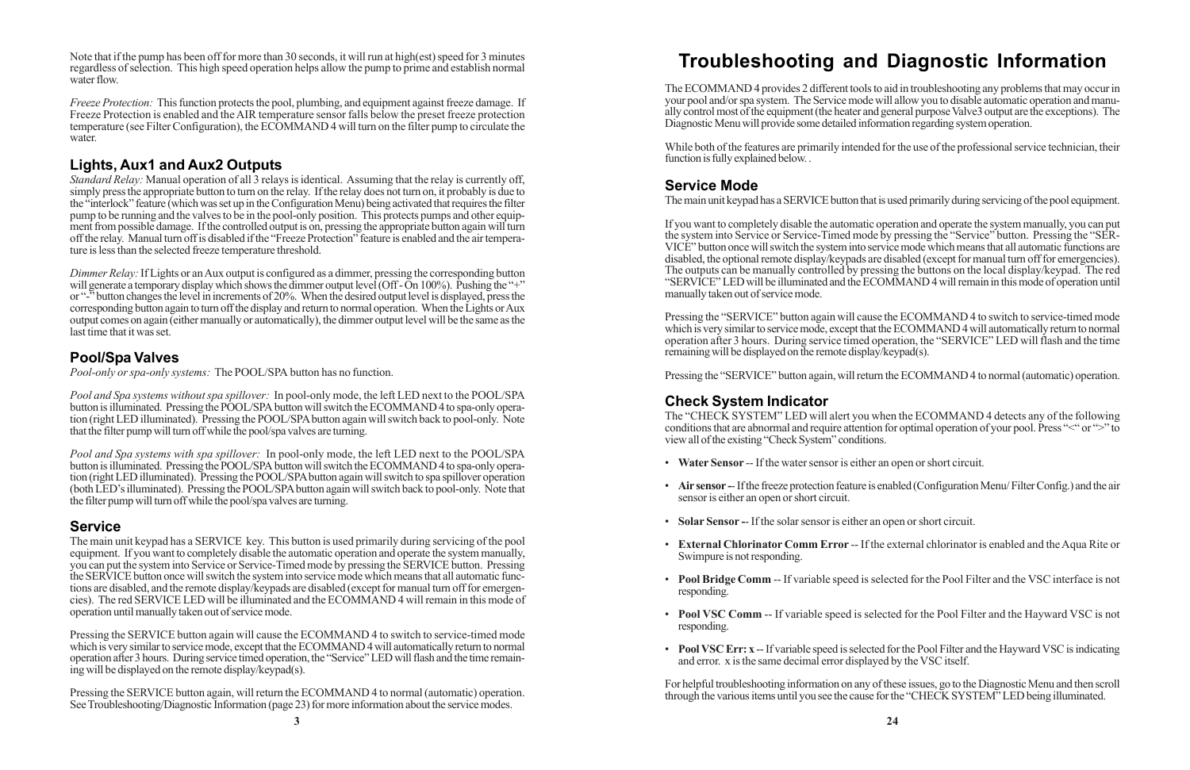Note that if the pump has been off for more than 30 seconds, it will run at high(est) speed for 3 minutes regardless of selection. This high speed operation helps allow the pump to prime and establish normal water flow.

*Freeze Protection:* This function protects the pool, plumbing, and equipment against freeze damage. If Freeze Protection is enabled and the AIR temperature sensor falls below the preset freeze protection temperature (see Filter Configuration), the ECOMMAND 4 will turn on the filter pump to circulate the water.

### Lights, Aux1 and Aux2 Outputs

*Standard Relay:* Manual operation of all 3 relays is identical. Assuming that the relay is currently off, simply press the appropriate button to turn on the relay. If the relay does not turn on, it probably is due to the "interlock" feature (which was set up in the Configuration Menu) being activated that requires the filter pump to be running and the valves to be in the pool-only position. This protects pumps and other equipment from possible damage. If the controlled output is on, pressing the appropriate button again will turn off the relay. Manual turn off is disabled if the "Freeze Protection" feature is enabled and the air temperature is less than the selected freeze temperature threshold.

*Dimmer Relay:* If Lights or an Aux output is configured as a dimmer, pressing the corresponding button will generate a temporary display which shows the dimmer output level (Off - On 100%). Pushing the "+" or "-" button changes the level in increments of 20%. When the desired output level is displayed, press the corresponding button again to turn off the display and return to normal operation. When the Lights or Aux output comes on again (either manually or automatically), the dimmer output level will be the same as the last time that it was set.

### Pool/Spa Valves

*Pool-only or spa-only systems:* The POOL/SPA button has no function.

*Pool and Spa systems without spa spillover:* In pool-only mode, the left LED next to the POOL/SPA button is illuminated. Pressing the POOL/SPA button will switch the ECOMMAND 4 to spa-only operation (right LED illuminated). Pressing the POOL/SPA button again will switch back to pool-only. Note that the filter pump will turn off while the pool/spa valves are turning.

*Pool and Spa systems with spa spillover:* In pool-only mode, the left LED next to the POOL/SPA button is illuminated. Pressing the POOL/SPA button will switch the ECOMMAND 4 to spa-only operation (right LED illuminated). Pressing the POOL/SPA button again will switch to spa spillover operation (both LED's illuminated). Pressing the POOL/SPA button again will switch back to pool-only. Note that the filter pump will turn off while the pool/spa valves are turning.

### Service

The main unit keypad has a SERVICE key. This button is used primarily during servicing of the pool equipment. If you want to completely disable the automatic operation and operate the system manually, you can put the system into Service or Service-Timed mode by pressing the SERVICE button. Pressing the SERVICE button once will switch the system into service mode which means that all automatic functions are disabled, and the remote display/keypads are disabled (except for manual turn off for emergencies). The red SERVICE LED will be illuminated and the ECOMMAND 4 will remain in this mode of operation until manually taken out of service mode.

Pressing the SERVICE button again will cause the ECOMMAND 4 to switch to service-timed mode which is very similar to service mode, except that the ECOMMAND 4 will automatically return to normal operation after 3 hours. During service timed operation, the "Service" LED will flash and the time remaining will be displayed on the remote display/keypad(s).

Pressing the SERVICE button again, will return the ECOMMAND 4 to normal (automatic) operation. See Troubleshooting/Diagnostic Information (page 23) for more information about the service modes.

# Troubleshooting and Diagnostic Information

The ECOMMAND 4 provides 2 different tools to aid in troubleshooting any problems that may occur in your pool and/or spa system. The Service mode will allow you to disable automatic operation and manually control most of the equipment (the heater and general purpose Valve3 output are the exceptions). The Diagnostic Menu will provide some detailed information regarding system operation.

While both of the features are primarily intended for the use of the professional service technician, their function is fully explained below. .

### Service Mode

The main unit keypad has a SERVICE button that is used primarily during servicing of the pool equipment.

If you want to completely disable the automatic operation and operate the system manually, you can put the system into Service or Service-Timed mode by pressing the "Service" button. Pressing the "SERVICE" button once will switch the system into service mode which means that all automatic functions are disabled, the optional remote display/keypads are disabled (except for manual turn off for emergencies). The outputs can be manually controlled by pressing the buttons on the local display/keypad. The red "SERVICE" LED will be illuminated and the ECOMMAND 4 will remain in this mode of operation until manually taken out of service mode.

Pressing the "SERVICE" button again will cause the ECOMMAND 4 to switch to service-timed mode which is very similar to service mode, except that the ECOMMAND 4 will automatically return to normal operation after 3 hours. During service timed operation, the "SERVICE" LED will flash and the time remaining will be displayed on the remote display/keypad(s).

Pressing the "SERVICE" button again, will return the ECOMMAND 4 to normal (automatic) operation.

### Check System Indicator

The "CHECK SYSTEM" LED will alert you when the ECOMMAND 4 detects any of the following conditions that are abnormal and require attention for optimal operation of your pool. Press "<" or ">" to view all of the existing "Check System" conditions.

- **Water Sensor** -- If the water sensor is either an open or short circuit.
- **Air sensor --** If the freeze protection feature is enabled (Configuration Menu/ Filter Config.) and the air sensor is either an open or short circuit.
- **Solar Sensor --** If the solar sensor is either an open or short circuit.
- **External Chlorinator Comm Error** -- If the external chlorinator is enabled and the Aqua Rite or Swimpure is not responding.
- **Pool Bridge Comm** -- If variable speed is selected for the Pool Filter and the VSC interface is not responding.
- **Pool VSC Comm** -- If variable speed is selected for the Pool Filter and the Hayward VSC is not responding.
- **Pool VSC Err: x** -- If variable speed is selected for the Pool Filter and the Hayward VSC is indicating and error. x is the same decimal error displayed by the VSC itself.

For helpful troubleshooting information on any of these issues, go to the Diagnostic Menu and then scroll through the various items until you see the cause for the "CHECK SYSTEM" LED being illuminated.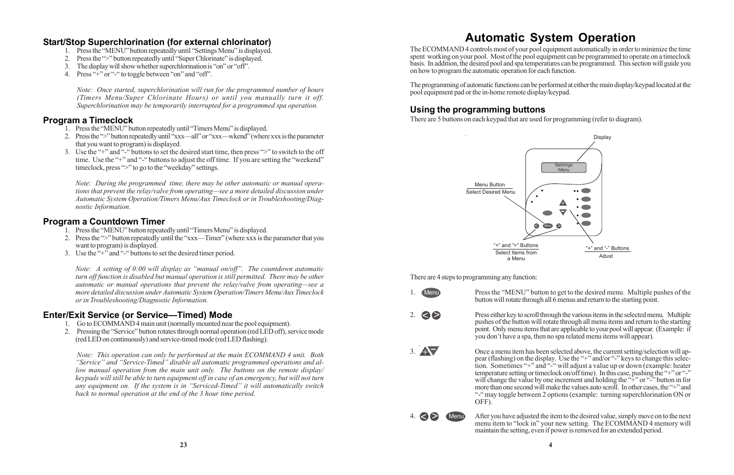## Start/Stop Superchlorination (for external chlorinator)

1. Press the "MENU" button repeatedly until "Settings Menu" is displayed.
2. Press the ">" button repeatedly until "Super Chlorinate" is displayed.
3. The display will show whether superchlorination is "on" or "off".
4. Press "+" or "-" to toggle between "on" and "off".

*Note: Once started, superchlorination will run for the programmed number of hours (Timers Menu/Super Chlorinate Hours) or until you manually turn it off. Superchlorination may be temporarily interrupted for a programmed spa operation.*

## Program a Timeclock

1. Press the "MENU" button repeatedly until "Timers Menu" is displayed.
2. Press the ">" button repeatedly until "xxx—all" or "xxx—wkend" (where xxx is the parameter that you want to program) is displayed.
3. Use the "+" and "-" buttons to set the desired start time, then press ">" to switch to the off time. Use the "+" and "-" buttons to adjust the off time. If you are setting the "weekend" timeclock, press ">" to go to the "weekday" settings.

*Note: During the programmed time, there may be other automatic or manual operations that prevent the relay/valve from operating—see a more detailed discussion under Automatic System Operation/Timers Menu/Aux Timeclock or in Troubleshooting/Diagnostic Information.*

## Program a Countdown Timer

1. Press the "MENU" button repeatedly until "Timers Menu" is displayed.
2. Press the ">" button repeatedly until the "xxx—Timer" (where xxx is the parameter that you want to program) is displayed.
3. Use the "+" and "-" buttons to set the desired timer period.

*Note: A setting of 0:00 will display as "manual on/off". The countdown automatic turn off function is disabled but manual operation is still permitted. There may be other automatic or manual operations that prevent the relay/valve from operating—see a more detailed discussion under Automatic System Operation/Timers Menu/Aux Timeclock or in Troubleshooting/Diagnostic Information.*

## Enter/Exit Service (or Service—Timed) Mode

1. Go to ECOMMAND 4 main unit (normally mounted near the pool equipment).
2. Pressing the "Service" button rotates through normal operation (red LED off), service mode (red LED on continuously) and service-timed mode (red LED flashing).

*Note: This operation can only be performed at the main ECOMMAND 4 unit. Both "Service" and "Service-Timed" disable all automatic programmed operations and allow manual operation from the main unit only. The buttons on the remote display/keypads will still be able to turn equipment off in case of an emergency, but will not turn any equipment on. If the system is in "Serviced-Timed" it will automatically switch back to normal operation at the end of the 3 hour time period.*

# Automatic System Operation

The ECOMMAND 4 controls most of your pool equipment automatically in order to minimize the time spent working on your pool. Most of the pool equipment can be programmed to operate on a timeclock basis. In addition, the desired pool and spa temperatures can be programmed. This section will guide you on how to program the automatic operation for each function.

The programming of automatic functions can be performed at either the main display/keypad located at the pool equipment pad or the in-home remote display/keypad.

## Using the programming buttons

There are 5 buttons on each keypad that are used for programming (refer to diagram).

Display

Settings Menu

Menu Button
Select Desired Menu

"<" and ">" Buttons
Select Items from a Menu

"+" and "-" Buttons
Adjust

There are 4 steps to programming any function:

1. [Menu] Press the "MENU" button to get to the desired menu. Multiple pushes of the button will rotate through all 6 menus and return to the starting point.

2. [< >] Press either key to scroll through the various items in the selected menu. Multiple pushes of the button will rotate through all menu items and return to the starting point. Only menu items that are applicable to your pool will appear. (Example: if you don't have a spa, then no spa related menu items will appear).

3. [+ -] Once a menu item has been selected above, the current setting/selection will appear (flashing) on the display. Use the "+" and/or "-" keys to change this selection. Sometimes "+" and "-" will adjust a value up or down (example: heater temperature setting or timeclock on/off time). In this case, pushing the "+" or "-" will change the value by one increment and holding the "+" or "-" button in for more than one second will make the values auto scroll. In other cases, the "+" and "-" may toggle between 2 options (example: turning superchlorination ON or OFF).

4. [< >] [Menu] After you have adjusted the item to the desired value, simply move on to the next menu item to "lock in" your new setting. The ECOMMAND 4 memory will maintain the setting, even if power is removed for an extended period.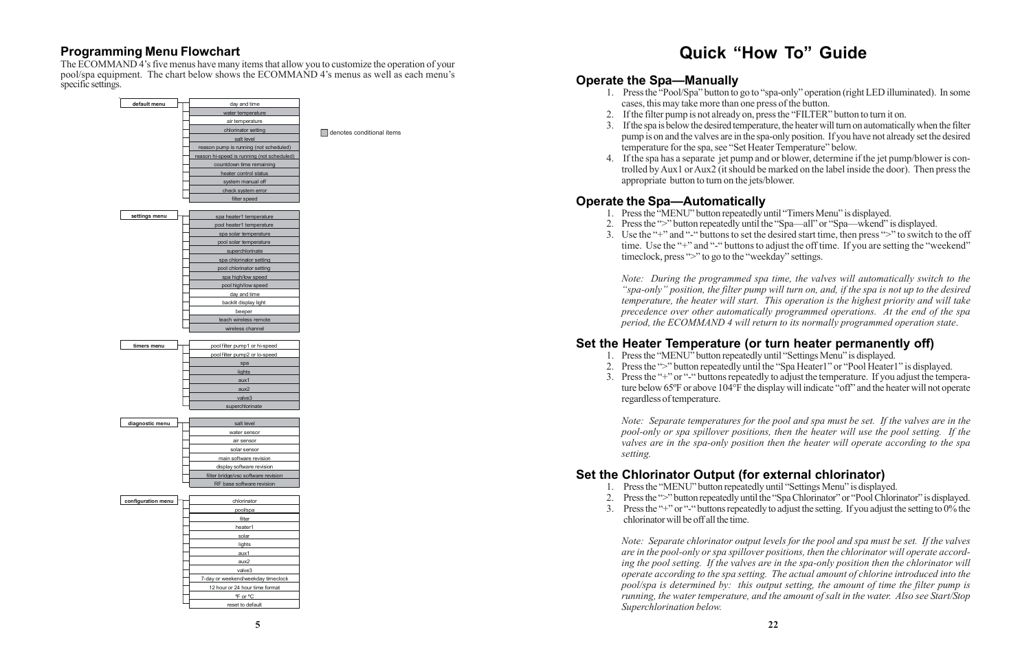## Programming Menu Flowchart

The ECOMMAND 4's five menus have many items that allow you to customize the operation of your pool/spa equipment. The chart below shows the ECOMMAND 4's menus as well as each menu's specific settings.

(Shaded items denote conditional items)

**default menu**
- day and time
- water temperature
- air temperature
- chlorinator setting
- salt level
- reason pump is running (not scheduled)
- reason hi-speed is running (not scheduled)
- countdown time remaining
- heater control status
- system manual off
- check system error
- filter speed

**settings menu**
- spa heater1 temperature
- pool heater1 temperature
- spa solar temperature
- pool solar temperature
- superchlorinate
- spa chlorinator setting
- pool chlorinator setting
- spa high/low speed
- pool high/low speed
- day and time
- backlit display light
- beeper
- teach wireless remote
- wireless channel

**timers menu**
- pool filter pump1 or hi-speed
- pool filter pump2 or lo-speed
- spa
- lights
- aux1
- aux2
- valve3
- superchlorinate

**diagnostic menu**
- salt level
- water sensor
- air sensor
- solar sensor
- main software revision
- display software revision
- filter bridge/vsc software revision
- RF base software revision

**configuration menu**
- chlorinator
- pool/spa
- filter
- heater1
- solar
- lights
- aux1
- aux2
- valve3
- 7-day or weekend/weekday timeclock
- 12 hour or 24 hour time format
- ºF or ºC
- reset to default

# Quick "How To" Guide

## Operate the Spa—Manually

1. Press the "Pool/Spa" button to go to "spa-only" operation (right LED illuminated). In some cases, this may take more than one press of the button.
2. If the filter pump is not already on, press the "FILTER" button to turn it on.
3. If the spa is below the desired temperature, the heater will turn on automatically when the filter pump is on and the valves are in the spa-only position. If you have not already set the desired temperature for the spa, see "Set Heater Temperature" below.
4. If the spa has a separate jet pump and or blower, determine if the jet pump/blower is controlled by Aux1 or Aux2 (it should be marked on the label inside the door). Then press the appropriate button to turn on the jets/blower.

## Operate the Spa—Automatically

1. Press the "MENU" button repeatedly until "Timers Menu" is displayed.
2. Press the ">" button repeatedly until the "Spa—all" or "Spa—wkend" is displayed.
3. Use the "+" and "-" buttons to set the desired start time, then press ">" to switch to the off time. Use the "+" and "-" buttons to adjust the off time. If you are setting the "weekend" timeclock, press ">" to go to the "weekday" settings.

*Note: During the programmed spa time, the valves will automatically switch to the "spa-only" position, the filter pump will turn on, and, if the spa is not up to the desired temperature, the heater will start. This operation is the highest priority and will take precedence over other automatically programmed operations. At the end of the spa period, the ECOMMAND 4 will return to its normally programmed operation state.*

## Set the Heater Temperature (or turn heater permanently off)

1. Press the "MENU" button repeatedly until "Settings Menu" is displayed.
2. Press the ">" button repeatedly until the "Spa Heater1" or "Pool Heater1" is displayed.
3. Press the "+" or "-" buttons repeatedly to adjust the temperature. If you adjust the temperature below 65ºF or above 104°F the display will indicate "off" and the heater will not operate regardless of temperature.

*Note: Separate temperatures for the pool and spa must be set. If the valves are in the pool-only or spa spillover positions, then the heater will use the pool setting. If the valves are in the spa-only position then the heater will operate according to the spa setting.*

## Set the Chlorinator Output (for external chlorinator)

1. Press the "MENU" button repeatedly until "Settings Menu" is displayed.
2. Press the ">" button repeatedly until the "Spa Chlorinator" or "Pool Chlorinator" is displayed.
3. Press the "+" or "-" buttons repeatedly to adjust the setting. If you adjust the setting to 0% the chlorinator will be off all the time.

*Note: Separate chlorinator output levels for the pool and spa must be set. If the valves are in the pool-only or spa spillover positions, then the chlorinator will operate according the pool setting. If the valves are in the spa-only position then the chlorinator will operate according to the spa setting. The actual amount of chlorine introduced into the pool/spa is determined by: this output setting, the amount of time the filter pump is running, the water temperature, and the amount of salt in the water. Also see Start/Stop Superchlorination below.*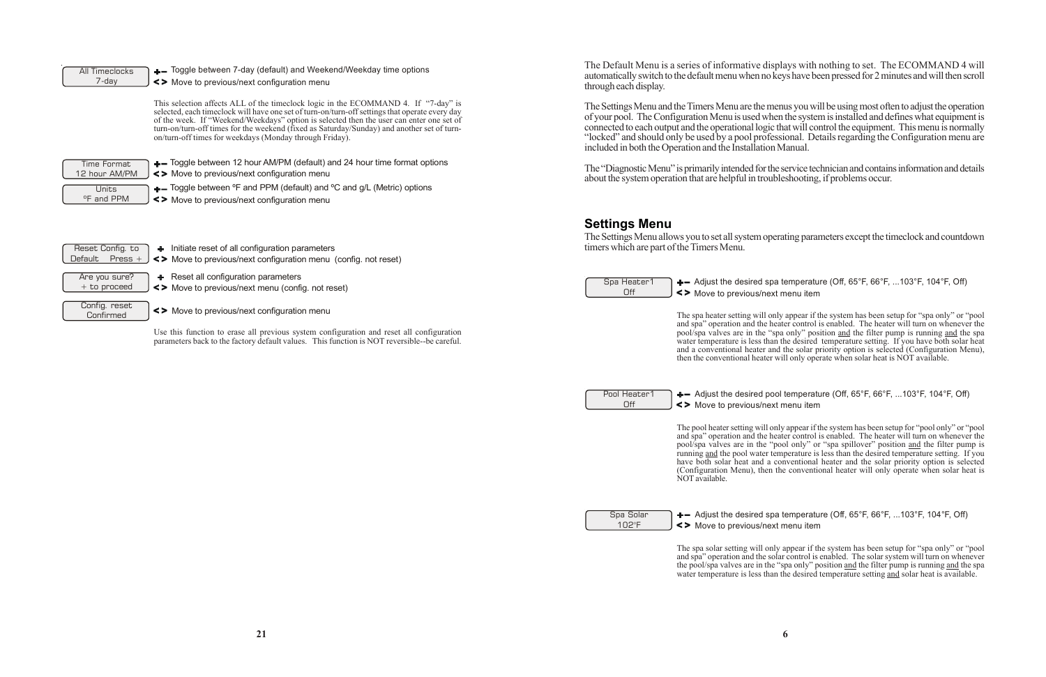| Display | Key | Action |
|---|---|---|
| All Timeclocks 7-day | +– | Toggle between 7-day (default) and Weekend/Weekday time options |
| | < > | Move to previous/next configuration menu |

This selection affects ALL of the timeclock logic in the ECOMMAND 4. If "7-day" is selected, each timeclock will have one set of turn-on/turn-off settings that operate every day of the week. If "Weekend/Weekdays" option is selected then the user can enter one set of turn-on/turn-off times for the weekend (fixed as Saturday/Sunday) and another set of turn-on/turn-off times for weekdays (Monday through Friday).

| Display | Key | Action |
|---|---|---|
| Time Format 12 hour AM/PM | +– | Toggle between 12 hour AM/PM (default) and 24 hour time format options |
| | < > | Move to previous/next configuration menu |
| Units ºF and PPM | +– | Toggle between ºF and PPM (default) and ºC and g/L (Metric) options |
| | < > | Move to previous/next configuration menu |

| Display | Key | Action |
|---|---|---|
| Reset Config. to Default Press + | + | Initiate reset of all configuration parameters |
| | < > | Move to previous/next configuration menu (config. not reset) |
| Are you sure? + to proceed | + | Reset all configuration parameters |
| | < > | Move to previous/next menu (config. not reset) |
| Config. reset Confirmed | < > | Move to previous/next configuration menu |

Use this function to erase all previous system configuration and reset all configuration parameters back to the factory default values. This function is NOT reversible--be careful.

The Default Menu is a series of informative displays with nothing to set. The ECOMMAND 4 will automatically switch to the default menu when no keys have been pressed for 2 minutes and will then scroll through each display.

The Settings Menu and the Timers Menu are the menus you will be using most often to adjust the operation of your pool. The Configuration Menu is used when the system is installed and defines what equipment is connected to each output and the operational logic that will control the equipment. This menu is normally "locked" and should only be used by a pool professional. Details regarding the Configuration menu are included in both the Operation and the Installation Manual.

The "Diagnostic Menu" is primarily intended for the service technician and contains information and details about the system operation that are helpful in troubleshooting, if problems occur.

## Settings Menu

The Settings Menu allows you to set all system operating parameters except the timeclock and countdown timers which are part of the Timers Menu.

| Display | Key | Action |
|---|---|---|
| Spa Heater1 Off | +– | Adjust the desired spa temperature (Off, 65°F, 66°F, ...103°F, 104°F, Off) |
| | < > | Move to previous/next menu item |

The spa heater setting will only appear if the system has been setup for "spa only" or "pool and spa" operation and the heater control is enabled. The heater will turn on whenever the pool/spa valves are in the "spa only" position <u>and</u> the filter pump is running <u>and</u> the spa water temperature is less than the desired temperature setting. If you have both solar heat and a conventional heater and the solar priority option is selected (Configuration Menu), then the conventional heater will only operate when solar heat is NOT available.

| Display | Key | Action |
|---|---|---|
| Pool Heater1 Off | +– | Adjust the desired pool temperature (Off, 65°F, 66°F, ...103°F, 104°F, Off) |
| | < > | Move to previous/next menu item |

The pool heater setting will only appear if the system has been setup for "pool only" or "pool and spa" operation and the heater control is enabled. The heater will turn on whenever the pool/spa valves are in the "pool only" or "spa spillover" position <u>and</u> the filter pump is running <u>and</u> the pool water temperature is less than the desired temperature setting. If you have both solar heat and a conventional heater and the solar priority option is selected (Configuration Menu), then the conventional heater will only operate when solar heat is NOT available.

| Display | Key | Action |
|---|---|---|
| Spa Solar 102°F | +– | Adjust the desired spa temperature (Off, 65°F, 66°F, ...103°F, 104°F, Off) |
| | < > | Move to previous/next menu item |

The spa solar setting will only appear if the system has been setup for "spa only" or "pool and spa" operation and the solar control is enabled. The solar system will turn on whenever the pool/spa valves are in the "spa only" position <u>and</u> the filter pump is running <u>and</u> the spa water temperature is less than the desired temperature setting <u>and</u> solar heat is available.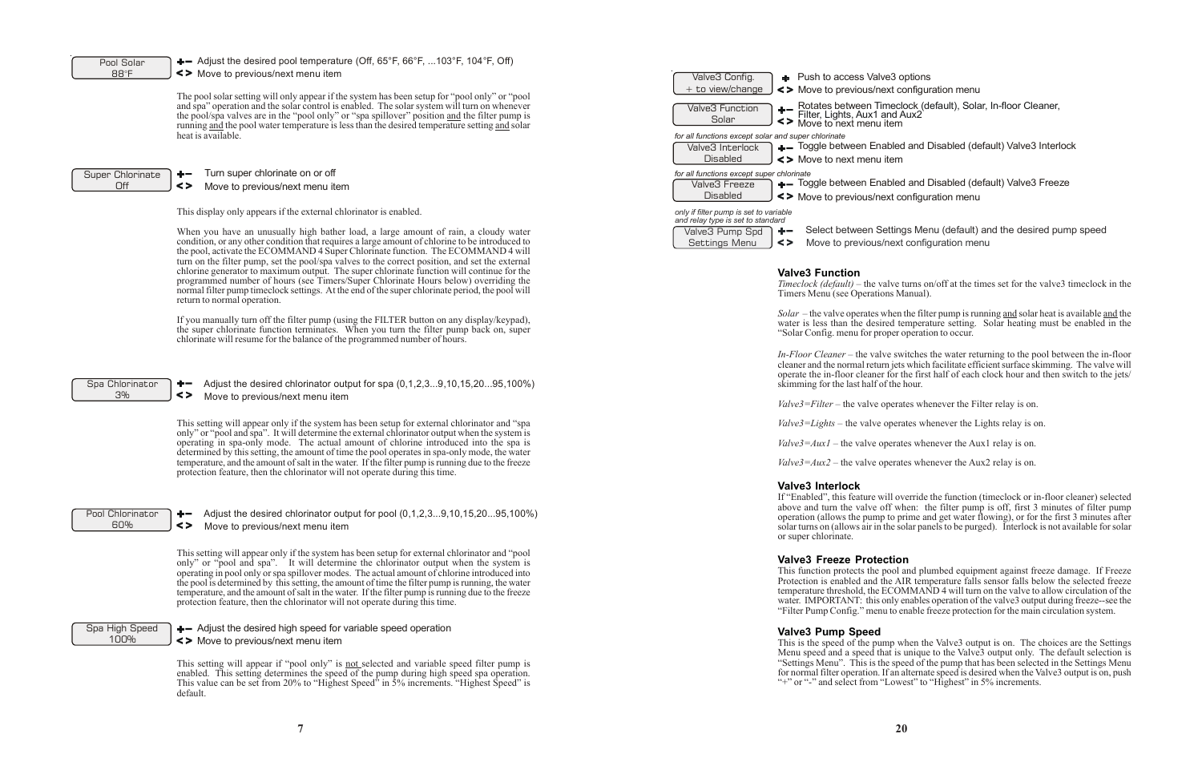Pool Solar
88°F

**+–** Adjust the desired pool temperature (Off, 65°F, 66°F, ...103°F, 104°F, Off)
**< >** Move to previous/next menu item

The pool solar setting will only appear if the system has been setup for "pool only" or "pool and spa" operation and the solar control is enabled. The solar system will turn on whenever the pool/spa valves are in the "pool only" or "spa spillover" position and the filter pump is running and the pool water temperature is less than the desired temperature setting and solar heat is available.

Super Chlorinate
Off

**+–** Turn super chlorinate on or off
**< >** Move to previous/next menu item

This display only appears if the external chlorinator is enabled.

When you have an unusually high bather load, a large amount of rain, a cloudy water condition, or any other condition that requires a large amount of chlorine to be introduced to the pool, activate the ECOMMAND 4 Super Chlorinate function. The ECOMMAND 4 will turn on the filter pump, set the pool/spa valves to the correct position, and set the external chlorine generator to maximum output. The super chlorinate function will continue for the programmed number of hours (see Timers/Super Chlorinate Hours below) overriding the normal filter pump timeclock settings. At the end of the super chlorinate period, the pool will return to normal operation.

If you manually turn off the filter pump (using the FILTER button on any display/keypad), the super chlorinate function terminates. When you turn the filter pump back on, super chlorinate will resume for the balance of the programmed number of hours.

Spa Chlorinator
3%

**+–** Adjust the desired chlorinator output for spa (0,1,2,3...9,10,15,20...95,100%)
**< >** Move to previous/next menu item

This setting will appear only if the system has been setup for external chlorinator and "spa only" or "pool and spa". It will determine the external chlorinator output when the system is operating in spa-only mode. The actual amount of chlorine introduced into the spa is determined by this setting, the amount of time the pool operates in spa-only mode, the water temperature, and the amount of salt in the water. If the filter pump is running due to the freeze protection feature, then the chlorinator will not operate during this time.

Pool Chlorinator
60%

**+–** Adjust the desired chlorinator output for pool (0,1,2,3...9,10,15,20...95,100%)
**< >** Move to previous/next menu item

This setting will appear only if the system has been setup for external chlorinator and "pool only" or "pool and spa". It will determine the chlorinator output when the system is operating in pool only or spa spillover modes. The actual amount of chlorine introduced into the pool is determined by this setting, the amount of time the filter pump is running, the water temperature, and the amount of salt in the water. If the filter pump is running due to the freeze protection feature, then the chlorinator will not operate during this time.

Spa High Speed
100%

**+–** Adjust the desired high speed for variable speed operation
**< >** Move to previous/next menu item

This setting will appear if "pool only" is not selected and variable speed filter pump is enabled. This setting determines the speed of the pump during high speed spa operation. This value can be set from 20% to "Highest Speed" in 5% increments. "Highest Speed" is default.

Valve3 Config.
\+ to view/change

**+** Push to access Valve3 options
**< >** Move to previous/next configuration menu

Valve3 Function
Solar

**+–** Rotates between Timeclock (default), Solar, In-floor Cleaner, Filter, Lights, Aux1 and Aux2
**< >** Move to next menu item

*for all functions except solar and super chlorinate*

Valve3 Interlock
Disabled

**+–** Toggle between Enabled and Disabled (default) Valve3 Interlock
**< >** Move to next menu item

*for all functions except super chlorinate*

Valve3 Freeze
Disabled

**+–** Toggle between Enabled and Disabled (default) Valve3 Freeze
**< >** Move to previous/next configuration menu

*only if filter pump is set to variable and relay type is set to standard*

Valve3 Pump Spd
Settings Menu

**+–** Select between Settings Menu (default) and the desired pump speed
**< >** Move to previous/next configuration menu

### Valve3 Function

*Timeclock (default)* – the valve turns on/off at the times set for the valve3 timeclock in the Timers Menu (see Operations Manual).

*Solar* – the valve operates when the filter pump is running and solar heat is available and the water is less than the desired temperature setting. Solar heating must be enabled in the "Solar Config. menu for proper operation to occur.

*In-Floor Cleaner* – the valve switches the water returning to the pool between the in-floor cleaner and the normal return jets which facilitate efficient surface skimming. The valve will operate the in-floor cleaner for the first half of each clock hour and then switch to the jets/skimming for the last half of the hour.

*Valve3=Filter* – the valve operates whenever the Filter relay is on.

*Valve3=Lights* – the valve operates whenever the Lights relay is on.

*Valve3=Aux1* – the valve operates whenever the Aux1 relay is on.

*Valve3=Aux2* – the valve operates whenever the Aux2 relay is on.

### Valve3 Interlock

If "Enabled", this feature will override the function (timeclock or in-floor cleaner) selected above and turn the valve off when: the filter pump is off, first 3 minutes of filter pump operation (allows the pump to prime and get water flowing), or for the first 3 minutes after solar turns on (allows air in the solar panels to be purged). Interlock is not available for solar or super chlorinate.

### Valve3 Freeze Protection

This function protects the pool and plumbed equipment against freeze damage. If Freeze Protection is enabled and the AIR temperature falls sensor falls below the selected freeze temperature threshold, the ECOMMAND 4 will turn on the valve to allow circulation of the water. IMPORTANT: this only enables operation of the valve3 output during freeze--see the "Filter Pump Config." menu to enable freeze protection for the main circulation system.

### Valve3 Pump Speed

This is the speed of the pump when the Valve3 output is on. The choices are the Settings Menu speed and a speed that is unique to the Valve3 output only. The default selection is "Settings Menu". This is the speed of the pump that has been selected in the Settings Menu for normal filter operation. If an alternate speed is desired when the Valve3 output is on, push "+" or "-" and select from "Lowest" to "Highest" in 5% increments.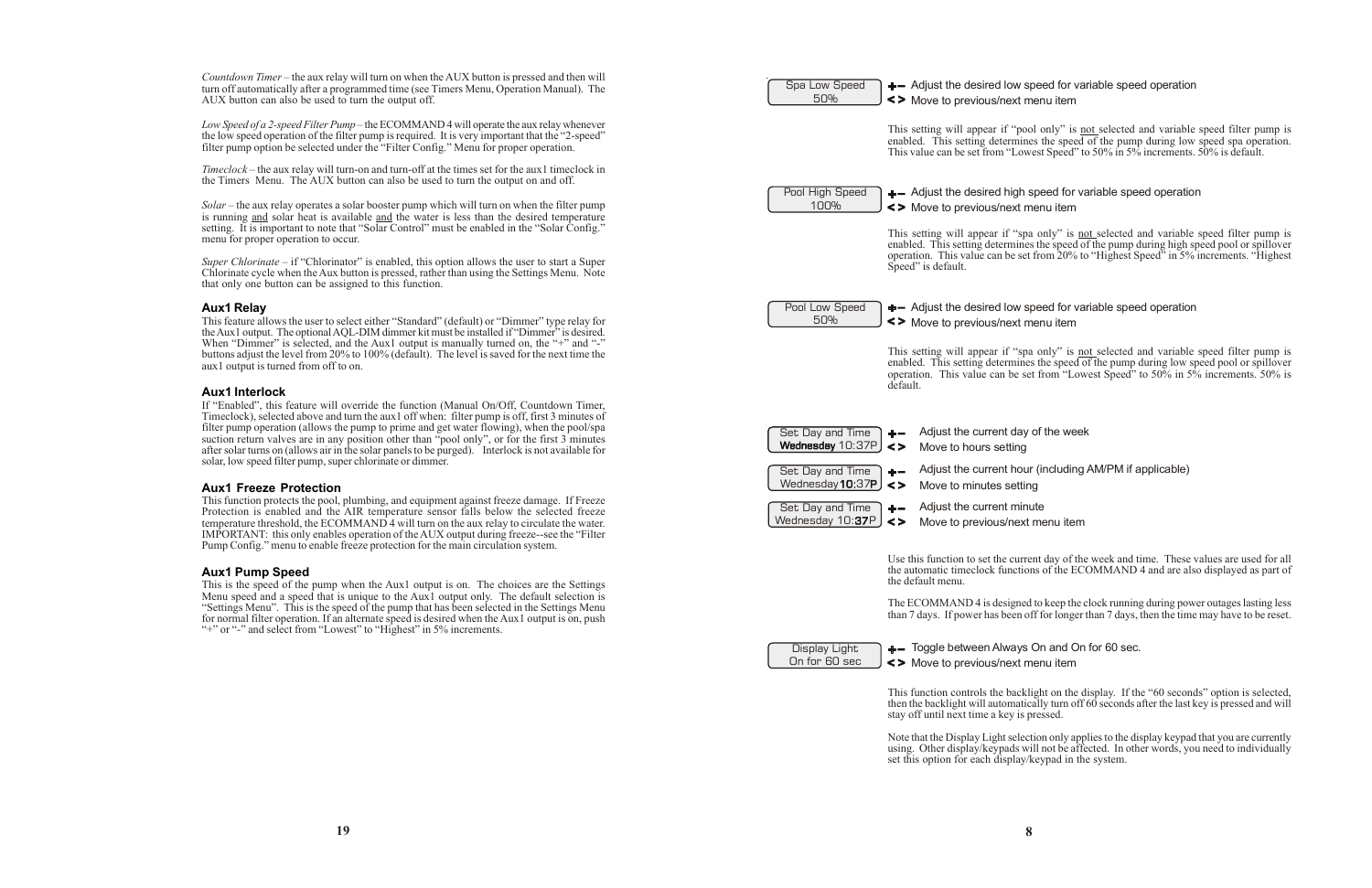*Countdown Timer* – the aux relay will turn on when the AUX button is pressed and then will turn off automatically after a programmed time (see Timers Menu, Operation Manual). The AUX button can also be used to turn the output off.

*Low Speed of a 2-speed Filter Pump* – the ECOMMAND 4 will operate the aux relay whenever the low speed operation of the filter pump is required. It is very important that the "2-speed" filter pump option be selected under the "Filter Config." Menu for proper operation.

*Timeclock* – the aux relay will turn-on and turn-off at the times set for the aux1 timeclock in the Timers Menu. The AUX button can also be used to turn the output on and off.

*Solar* – the aux relay operates a solar booster pump which will turn on when the filter pump is running and solar heat is available and the water is less than the desired temperature setting. It is important to note that "Solar Control" must be enabled in the "Solar Config." menu for proper operation to occur.

*Super Chlorinate* – if "Chlorinator" is enabled, this option allows the user to start a Super Chlorinate cycle when the Aux button is pressed, rather than using the Settings Menu. Note that only one button can be assigned to this function.

### Aux1 Relay

This feature allows the user to select either "Standard" (default) or "Dimmer" type relay for the Aux1 output. The optional AQL-DIM dimmer kit must be installed if "Dimmer" is desired. When "Dimmer" is selected, and the Aux1 output is manually turned on, the "+" and "-" buttons adjust the level from 20% to 100% (default). The level is saved for the next time the aux1 output is turned from off to on.

### Aux1 Interlock

If "Enabled", this feature will override the function (Manual On/Off, Countdown Timer, Timeclock), selected above and turn the aux1 off when: filter pump is off, first 3 minutes of filter pump operation (allows the pump to prime and get water flowing), when the pool/spa suction return valves are in any position other than "pool only", or for the first 3 minutes after solar turns on (allows air in the solar panels to be purged). Interlock is not available for solar, low speed filter pump, super chlorinate or dimmer.

### Aux1 Freeze Protection

This function protects the pool, plumbing, and equipment against freeze damage. If Freeze Protection is enabled and the AIR temperature sensor falls below the selected freeze temperature threshold, the ECOMMAND 4 will turn on the aux relay to circulate the water. IMPORTANT: this only enables operation of the AUX output during freeze--see the "Filter Pump Config." menu to enable freeze protection for the main circulation system.

### Aux1 Pump Speed

This is the speed of the pump when the Aux1 output is on. The choices are the Settings Menu speed and a speed that is unique to the Aux1 output only. The default selection is "Settings Menu". This is the speed of the pump that has been selected in the Settings Menu for normal filter operation. If an alternate speed is desired when the Aux1 output is on, push "+" or "-" and select from "Lowest" to "Highest" in 5% increments.

---

**Spa Low Speed / 50%**

- **+ –** Adjust the desired low speed for variable speed operation
- **< >** Move to previous/next menu item

This setting will appear if "pool only" is not selected and variable speed filter pump is enabled. This setting determines the speed of the pump during low speed spa operation. This value can be set from "Lowest Speed" to 50% in 5% increments. 50% is default.

**Pool High Speed / 100%**

- **+ –** Adjust the desired high speed for variable speed operation
- **< >** Move to previous/next menu item

This setting will appear if "spa only" is not selected and variable speed filter pump is enabled. This setting determines the speed of the pump during high speed pool or spillover operation. This value can be set from 20% to "Highest Speed" in 5% increments. "Highest Speed" is default.

**Pool Low Speed / 50%**

- **+ –** Adjust the desired low speed for variable speed operation
- **< >** Move to previous/next menu item

This setting will appear if "spa only" is not selected and variable speed filter pump is enabled. This setting determines the speed of the pump during low speed pool or spillover operation. This value can be set from "Lowest Speed" to 50% in 5% increments. 50% is default.

**Set Day and Time / Wednesday 10:37P**

- **+ –** Adjust the current day of the week
- **< >** Move to hours setting

**Set Day and Time / Wednesday 10:37P**

- **+ –** Adjust the current hour (including AM/PM if applicable)
- **< >** Move to minutes setting

**Set Day and Time / Wednesday 10:37P**

- **+ –** Adjust the current minute
- **< >** Move to previous/next menu item

Use this function to set the current day of the week and time. These values are used for all the automatic timeclock functions of the ECOMMAND 4 and are also displayed as part of the default menu.

The ECOMMAND 4 is designed to keep the clock running during power outages lasting less than 7 days. If power has been off for longer than 7 days, then the time may have to be reset.

**Display Light / On for 60 sec**

- **+ –** Toggle between Always On and On for 60 sec.
- **< >** Move to previous/next menu item

This function controls the backlight on the display. If the "60 seconds" option is selected, then the backlight will automatically turn off 60 seconds after the last key is pressed and will stay off until next time a key is pressed.

Note that the Display Light selection only applies to the display keypad that you are currently using. Other display/keypads will not be affected. In other words, you need to individually set this option for each display/keypad in the system.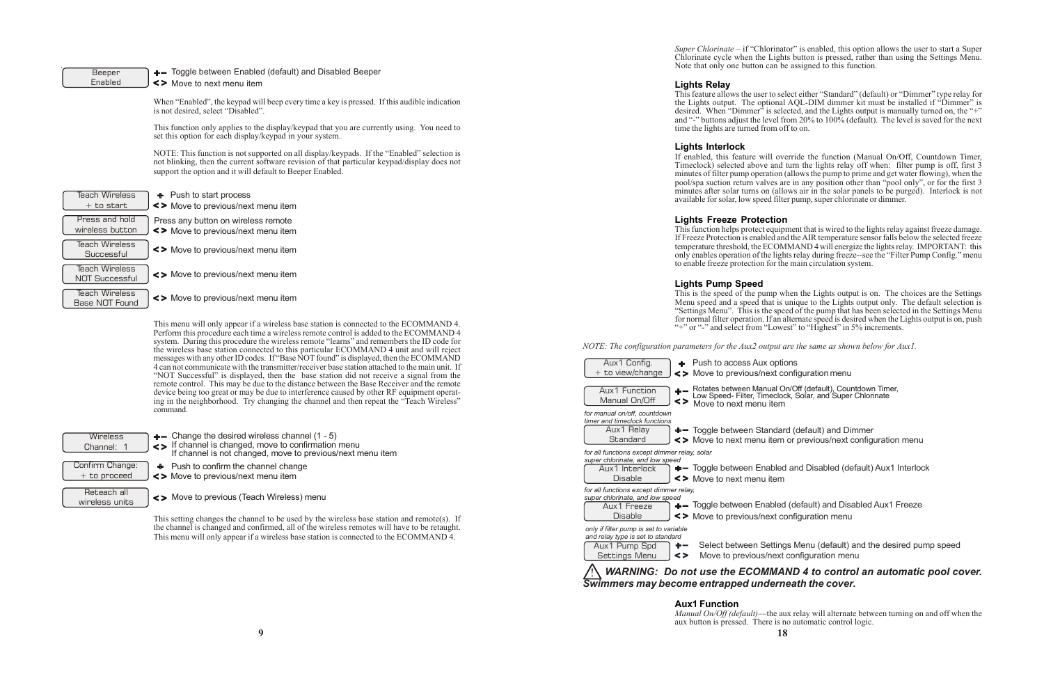| Display | Keys / Action |
|---|---|
| Beeper Enabled | +– Toggle between Enabled (default) and Disabled Beeper<br>< > Move to next menu item |

When "Enabled", the keypad will beep every time a key is pressed. If this audible indication is not desired, select "Disabled".

This function only applies to the display/keypad that you are currently using. You need to set this option for each display/keypad in your system.

NOTE: This function is not supported on all display/keypads. If the "Enabled" selection is not blinking, then the current software revision of that particular keypad/display does not support the option and it will default to Beeper Enabled.

| Display | Keys / Action |
|---|---|
| Teach Wireless + to start | + Push to start process<br>< > Move to previous/next menu item |
| Press and hold wireless button | Press any button on wireless remote<br>< > Move to previous/next menu item |
| Teach Wireless Successful | < > Move to previous/next menu item |
| Teach Wireless NOT Successful | < > Move to previous/next menu item |
| Teach Wireless Base NOT Found | < > Move to previous/next menu item |

This menu will only appear if a wireless base station is connected to the ECOMMAND 4. Perform this procedure each time a wireless remote control is added to the ECOMMAND 4 system. During this procedure the wireless remote "learns" and remembers the ID code for the wireless base station connected to this particular ECOMMAND 4 unit and will reject messages with any other ID codes. If "Base NOT found" is displayed, then the ECOMMAND 4 can not communicate with the transmitter/receiver base station attached to the main unit. If "NOT Successful" is displayed, then the base station did not receive a signal from the remote control. This may be due to the distance between the Base Receiver and the remote device being too great or may be due to interference caused by other RF equipment operating in the neighborhood. Try changing the channel and then repeat the "Teach Wireless" command.

| Display | Keys / Action |
|---|---|
| Wireless Channel: 1 | +– Change the desired wireless channel (1 - 5)<br>< > If channel is changed, move to confirmation menu<br>If channel is not changed, move to previous/next menu item |
| Confirm Change: + to proceed | + Push to confirm the channel change<br>< > Move to previous/next menu item |
| Reteach all wireless units | < > Move to previous (Teach Wireless) menu |

This setting changes the channel to be used by the wireless base station and remote(s). If the channel is changed and confirmed, all of the wireless remotes will have to be retaught. This menu will only appear if a wireless base station is connected to the ECOMMAND 4.

*Super Chlorinate* – if "Chlorinator" is enabled, this option allows the user to start a Super Chlorinate cycle when the Lights button is pressed, rather than using the Settings Menu. Note that only one button can be assigned to this function.

### Lights Relay

This feature allows the user to select either "Standard" (default) or "Dimmer" type relay for the Lights output. The optional AQL-DIM dimmer kit must be installed if "Dimmer" is desired. When "Dimmer" is selected, and the Lights output is manually turned on, the "+" and "-" buttons adjust the level from 20% to 100% (default). The level is saved for the next time the lights are turned from off to on.

### Lights Interlock

If enabled, this feature will override the function (Manual On/Off, Countdown Timer, Timeclock) selected above and turn the lights relay off when: filter pump is off, first 3 minutes of filter pump operation (allows the pump to prime and get water flowing), when the pool/spa suction return valves are in any position other than "pool only", or for the first 3 minutes after solar turns on (allows air in the solar panels to be purged). Interlock is not available for solar, low speed filter pump, super chlorinate or dimmer.

### Lights Freeze Protection

This function helps protect equipment that is wired to the lights relay against freeze damage. If Freeze Protection is enabled and the AIR temperature sensor falls below the selected freeze temperature threshold, the ECOMMAND 4 will energize the lights relay. IMPORTANT: this only enables operation of the lights relay during freeze--see the "Filter Pump Config." menu to enable freeze protection for the main circulation system.

### Lights Pump Speed

This is the speed of the pump when the Lights output is on. The choices are the Settings Menu speed and a speed that is unique to the Lights output only. The default selection is "Settings Menu". This is the speed of the pump that has been selected in the Settings Menu for normal filter operation. If an alternate speed is desired when the Lights output is on, push "+" or "-" and select from "Lowest" to "Highest" in 5% increments.

*NOTE: The configuration parameters for the Aux2 output are the same as shown below for Aux1.*

| Display | Keys / Action |
|---|---|
| Aux1 Config. + to view/change | + Push to access Aux options<br>< > Move to previous/next configuration menu |
| Aux1 Function Manual On/Off | +– Rotates between Manual On/Off (default), Countdown Timer, Low Speed- Filter, Timeclock, Solar, and Super Chlorinate<br>< > Move to next menu item |
| *for manual on/off, countdown timer and timeclock functions*<br>Aux1 Relay Standard | +– Toggle between Standard (default) and Dimmer<br>< > Move to next menu item or previous/next configuration menu |
| *for all functions except dimmer relay, solar super chlorinate, and low speed*<br>Aux1 Interlock Disable | +– Toggle between Enabled and Disabled (default) Aux1 Interlock<br>< > Move to next menu item |
| *for all functions except dimmer relay, super chlorinate, and low speed*<br>Aux1 Freeze Disable | +– Toggle between Enabled (default) and Disabled Aux1 Freeze<br>< > Move to previous/next configuration menu |
| *only if filter pump is set to variable and relay type is set to standard*<br>Aux1 Pump Spd Settings Menu | +– Select between Settings Menu (default) and the desired pump speed<br>< > Move to previous/next configuration menu |

**⚠ *WARNING: Do not use the ECOMMAND 4 to control an automatic pool cover. Swimmers may become entrapped underneath the cover.***

### Aux1 Function

*Manual On/Off (default)*—the aux relay will alternate between turning on and off when the aux button is pressed. There is no automatic control logic.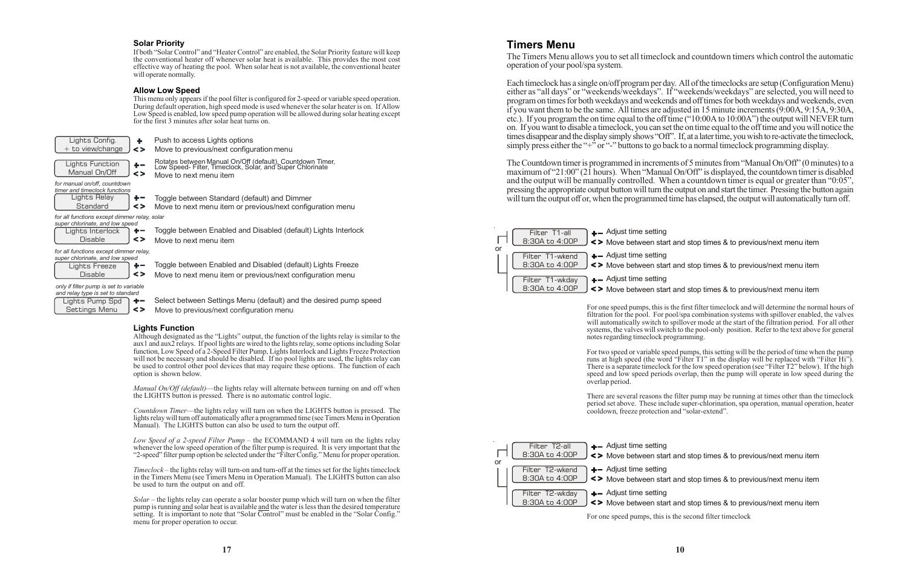### Solar Priority

If both "Solar Control" and "Heater Control" are enabled, the Solar Priority feature will keep the conventional heater off whenever solar heat is available. This provides the most cost effective way of heating the pool. When solar heat is not available, the conventional heater will operate normally.

### Allow Low Speed

This menu only appears if the pool filter is configured for 2-speed or variable speed operation. During default operation, high speed mode is used whenever the solar heater is on. If Allow Low Speed is enabled, low speed pump operation will be allowed during solar heating except for the first 3 minutes after solar heat turns on.

| Display | Button | Action |
|---|---|---|
| Lights Config. / + to view/change | + | Push to access Lights options |
| | < > | Move to previous/next configuration menu |
| Lights Function / Manual On/Off | +– | Rotates between Manual On/Off (default), Countdown Timer, Low Speed- Filter, Timeclock, Solar, and Super Chlorinate |
| | < > | Move to next menu item |
| *for manual on/off, countdown timer and timeclock functions* | | |
| Lights Relay / Standard | +– | Toggle between Standard (default) and Dimmer |
| | < > | Move to next menu item or previous/next configuration menu |
| *for all functions except dimmer relay, solar super chlorinate, and low speed* | | |
| Lights Interlock / Disable | +– | Toggle between Enabled and Disabled (default) Lights Interlock |
| | < > | Move to next menu item |
| *for all functions except dimmer relay, super chlorinate, and low speed* | | |
| Lights Freeze / Disable | +– | Toggle between Enabled and Disabled (default) Lights Freeze |
| | < > | Move to next menu item or previous/next configuration menu |
| *only if filter pump is set to variable and relay type is set to standard* | | |
| Lights Pump Spd / Settings Menu | +– | Select between Settings Menu (default) and the desired pump speed |
| | < > | Move to previous/next configuration menu |

### Lights Function

Although designated as the "Lights" output, the function of the lights relay is similar to the aux1 and aux2 relays. If pool lights are wired to the lights relay, some options including Solar function, Low Speed of a 2-Speed Filter Pump, Lights Interlock and Lights Freeze Protection will not be necessary and should be disabled. If no pool lights are used, the lights relay can be used to control other pool devices that may require these options. The function of each option is shown below.

*Manual On/Off (default)*—the lights relay will alternate between turning on and off when the LIGHTS button is pressed. There is no automatic control logic.

*Countdown Timer*—the lights relay will turn on when the LIGHTS button is pressed. The lights relay will turn off automatically after a programmed time (see Timers Menu in Operation Manual). The LIGHTS button can also be used to turn the output off.

*Low Speed of a 2-speed Filter Pump* – the ECOMMAND 4 will turn on the lights relay whenever the low speed operation of the filter pump is required. It is very important that the "2-speed" filter pump option be selected under the "Filter Config." Menu for proper operation.

*Timeclock* – the lights relay will turn-on and turn-off at the times set for the lights timeclock in the Timers Menu (see Timers Menu in Operation Manual). The LIGHTS button can also be used to turn the output on and off.

*Solar* – the lights relay can operate a solar booster pump which will turn on when the filter pump is running and solar heat is available and the water is less than the desired temperature setting. It is important to note that "Solar Control" must be enabled in the "Solar Config." menu for proper operation to occur.

# Timers Menu

The Timers Menu allows you to set all timeclock and countdown timers which control the automatic operation of your pool/spa system.

Each timeclock has a single on/off program per day. All of the timeclocks are setup (Configuration Menu) either as "all days" or "weekends/weekdays". If "weekends/weekdays" are selected, you will need to program on times for both weekdays and weekends and off times for both weekdays and weekends, even if you want them to be the same. All times are adjusted in 15 minute increments (9:00A, 9:15A, 9:30A, etc.). If you program the on time equal to the off time ("10:00A to 10:00A") the output will NEVER turn on. If you want to disable a timeclock, you can set the on time equal to the off time and you will notice the times disappear and the display simply shows "Off". If, at a later time, you wish to re-activate the timeclock, simply press either the "+" or "-" buttons to go back to a normal timeclock programming display.

The Countdown timer is programmed in increments of 5 minutes from "Manual On/Off" (0 minutes) to a maximum of "21:00" (21 hours). When "Manual On/Off" is displayed, the countdown timer is disabled and the output will be manually controlled. When a countdown timer is equal or greater than "0:05", pressing the appropriate output button will turn the output on and start the timer. Pressing the button again will turn the output off or, when the programmed time has elapsed, the output will automatically turn off.

| Display | Button | Action |
|---|---|---|
| Filter T1-all / 8:30A to 4:00P | +– | Adjust time setting |
| | < > | Move between start and stop times & to previous/next menu item |
| *or* | | |
| Filter T1-wkend / 8:30A to 4:00P | +– | Adjust time setting |
| | < > | Move between start and stop times & to previous/next menu item |
| Filter T1-wkday / 8:30A to 4:00P | +– | Adjust time setting |
| | < > | Move between start and stop times & to previous/next menu item |

For one speed pumps, this is the first filter timeclock and will determine the normal hours of filtration for the pool. For pool/spa combination systems with spillover enabled, the valves will automatically switch to spillover mode at the start of the filtration period. For all other systems, the valves will switch to the pool-only position. Refer to the text above for general notes regarding timeclock programming.

For two speed or variable speed pumps, this setting will be the period of time when the pump runs at high speed (the word "Filter T1" in the display will be replaced with "Filter Hi"). There is a separate timeclock for the low speed operation (see "Filter T2" below). If the high speed and low speed periods overlap, then the pump will operate in low speed during the overlap period.

There are several reasons the filter pump may be running at times other than the timeclock period set above. These include super-chlorination, spa operation, manual operation, heater cooldown, freeze protection and "solar-extend".

| Display | Button | Action |
|---|---|---|
| Filter T2-all / 8:30A to 4:00P | +– | Adjust time setting |
| | < > | Move between start and stop times & to previous/next menu item |
| *or* | | |
| Filter T2-wkend / 8:30A to 4:00P | +– | Adjust time setting |
| | < > | Move between start and stop times & to previous/next menu item |
| Filter T2-wkday / 8:30A to 4:00P | +– | Adjust time setting |
| | < > | Move between start and stop times & to previous/next menu item |

For one speed pumps, this is the second filter timeclock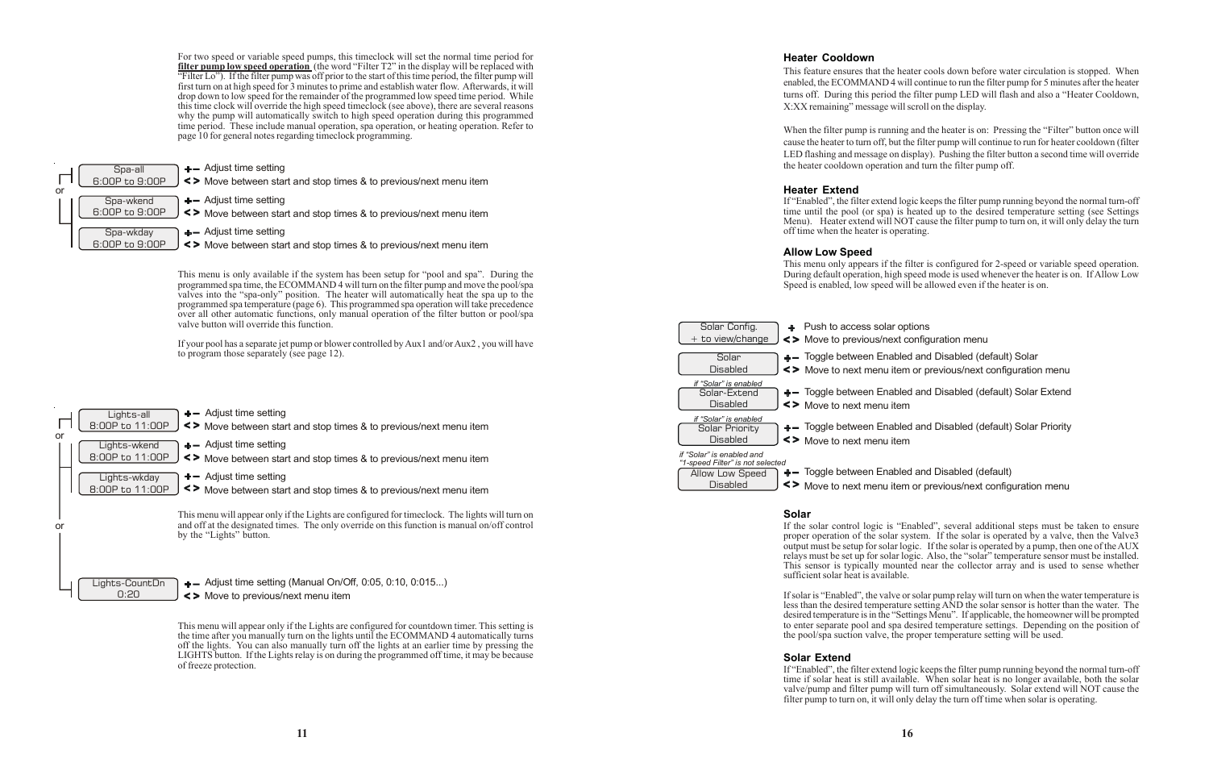For two speed or variable speed pumps, this timeclock will set the normal time period for **filter pump low speed operation** (the word "Filter T2" in the display will be replaced with "Filter Lo"). If the filter pump was off prior to the start of this time period, the filter pump will first turn on at high speed for 3 minutes to prime and establish water flow. Afterwards, it will drop down to low speed for the remainder of the programmed low speed time period. While this time clock will override the high speed timeclock (see above), there are several reasons why the pump will automatically switch to high speed operation during this programmed time period. These include manual operation, spa operation, or heating operation. Refer to page 10 for general notes regarding timeclock programming.

| Display | Buttons |
|---|---|
| Spa-all<br>6:00P to 9:00P | **+–** Adjust time setting<br>**< >** Move between start and stop times & to previous/next menu item |
| or | |
| Spa-wkend<br>6:00P to 9:00P | **+–** Adjust time setting<br>**< >** Move between start and stop times & to previous/next menu item |
| Spa-wkday<br>6:00P to 9:00P | **+–** Adjust time setting<br>**< >** Move between start and stop times & to previous/next menu item |

This menu is only available if the system has been setup for "pool and spa". During the programmed spa time, the ECOMMAND 4 will turn on the filter pump and move the pool/spa valves into the "spa-only" position. The heater will automatically heat the spa up to the programmed spa temperature (page 6). This programmed spa operation will take precedence over all other automatic functions, only manual operation of the filter button or pool/spa valve button will override this function.

If your pool has a separate jet pump or blower controlled by Aux1 and/or Aux2 , you will have to program those separately (see page 12).

| Display | Buttons |
|---|---|
| Lights-all<br>8:00P to 11:00P | **+–** Adjust time setting<br>**< >** Move between start and stop times & to previous/next menu item |
| or | |
| Lights-wkend<br>8:00P to 11:00P | **+–** Adjust time setting<br>**< >** Move between start and stop times & to previous/next menu item |
| Lights-wkday<br>8:00P to 11:00P | **+–** Adjust time setting<br>**< >** Move between start and stop times & to previous/next menu item |

This menu will appear only if the Lights are configured for timeclock. The lights will turn on and off at the designated times. The only override on this function is manual on/off control by the "Lights" button.

or

| Display | Buttons |
|---|---|
| Lights-CountDn<br>0:20 | **+–** Adjust time setting (Manual On/Off, 0:05, 0:10, 0:015...)<br>**< >** Move to previous/next menu item |

This menu will appear only if the Lights are configured for countdown timer. This setting is the time after you manually turn on the lights until the ECOMMAND 4 automatically turns off the lights. You can also manually turn off the lights at an earlier time by pressing the LIGHTS button. If the Lights relay is on during the programmed off time, it may be because of freeze protection.

### Heater Cooldown

This feature ensures that the heater cools down before water circulation is stopped. When enabled, the ECOMMAND 4 will continue to run the filter pump for 5 minutes after the heater turns off. During this period the filter pump LED will flash and also a "Heater Cooldown, X:XX remaining" message will scroll on the display.

When the filter pump is running and the heater is on: Pressing the "Filter" button once will cause the heater to turn off, but the filter pump will continue to run for heater cooldown (filter LED flashing and message on display). Pushing the filter button a second time will override the heater cooldown operation and turn the filter pump off.

### Heater Extend

If "Enabled", the filter extend logic keeps the filter pump running beyond the normal turn-off time until the pool (or spa) is heated up to the desired temperature setting (see Settings Menu). Heater extend will NOT cause the filter pump to turn on, it will only delay the turn off time when the heater is operating.

### Allow Low Speed

This menu only appears if the filter is configured for 2-speed or variable speed operation. During default operation, high speed mode is used whenever the heater is on. If Allow Low Speed is enabled, low speed will be allowed even if the heater is on.

| Display | Buttons |
|---|---|
| Solar Config.<br>+ to view/change | **+** Push to access solar options<br>**< >** Move to previous/next configuration menu |
| Solar<br>Disabled | **+–** Toggle between Enabled and Disabled (default) Solar<br>**< >** Move to next menu item or previous/next configuration menu |
| *if "Solar" is enabled*<br>Solar-Extend<br>Disabled | **+–** Toggle between Enabled and Disabled (default) Solar Extend<br>**< >** Move to next menu item |
| *if "Solar" is enabled*<br>Solar Priority<br>Disabled | **+–** Toggle between Enabled and Disabled (default) Solar Priority<br>**< >** Move to next menu item |
| *if "Solar" is enabled and "1-speed Filter" is not selected*<br>Allow Low Speed<br>Disabled | **+–** Toggle between Enabled and Disabled (default)<br>**< >** Move to next menu item or previous/next configuration menu |

### Solar

If the solar control logic is "Enabled", several additional steps must be taken to ensure proper operation of the solar system. If the solar is operated by a valve, then the Valve3 output must be setup for solar logic. If the solar is operated by a pump, then one of the AUX relays must be set up for solar logic. Also, the "solar" temperature sensor must be installed. This sensor is typically mounted near the collector array and is used to sense whether sufficient solar heat is available.

If solar is "Enabled", the valve or solar pump relay will turn on when the water temperature is less than the desired temperature setting AND the solar sensor is hotter than the water. The desired temperature is in the "Settings Menu". If applicable, the homeowner will be prompted to enter separate pool and spa desired temperature settings. Depending on the position of the pool/spa suction valve, the proper temperature setting will be used.

### Solar Extend

If "Enabled", the filter extend logic keeps the filter pump running beyond the normal turn-off time if solar heat is still available. When solar heat is no longer available, both the solar valve/pump and filter pump will turn off simultaneously. Solar extend will NOT cause the filter pump to turn on, it will only delay the turn off time when solar is operating.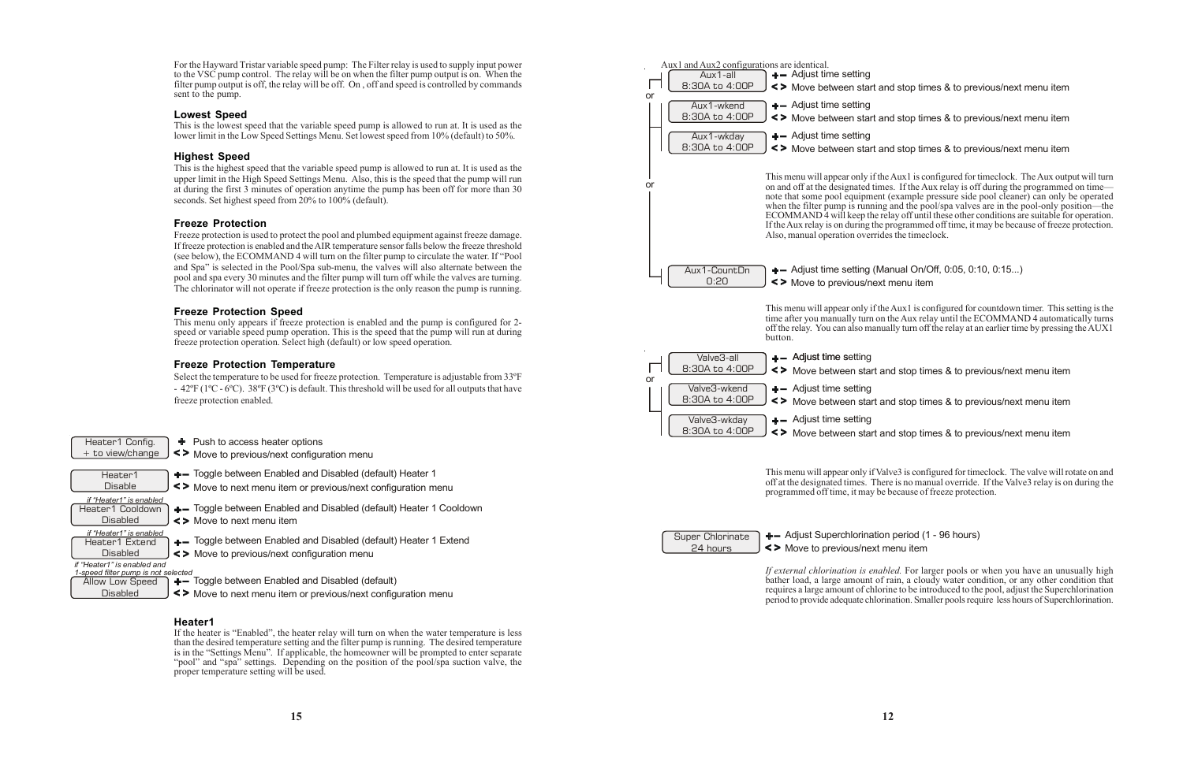For the Hayward Tristar variable speed pump: The Filter relay is used to supply input power to the VSC pump control. The relay will be on when the filter pump output is on. When the filter pump output is off, the relay will be off. On , off and speed is controlled by commands sent to the pump.

**Lowest Speed**

This is the lowest speed that the variable speed pump is allowed to run at. It is used as the lower limit in the Low Speed Settings Menu. Set lowest speed from 10% (default) to 50%.

**Highest Speed**

This is the highest speed that the variable speed pump is allowed to run at. It is used as the upper limit in the High Speed Settings Menu. Also, this is the speed that the pump will run at during the first 3 minutes of operation anytime the pump has been off for more than 30 seconds. Set highest speed from 20% to 100% (default).

**Freeze Protection**

Freeze protection is used to protect the pool and plumbed equipment against freeze damage. If freeze protection is enabled and the AIR temperature sensor falls below the freeze threshold (see below), the ECOMMAND 4 will turn on the filter pump to circulate the water. If "Pool and Spa" is selected in the Pool/Spa sub-menu, the valves will also alternate between the pool and spa every 30 minutes and the filter pump will turn off while the valves are turning. The chlorinator will not operate if freeze protection is the only reason the pump is running.

**Freeze Protection Speed**

This menu only appears if freeze protection is enabled and the pump is configured for 2-speed or variable speed pump operation. This is the speed that the pump will run at during freeze protection operation. Select high (default) or low speed operation.

**Freeze Protection Temperature**

Select the temperature to be used for freeze protection. Temperature is adjustable from 33ºF - 42ºF (1ºC - 6ºC). 38ºF (3ºC) is default. This threshold will be used for all outputs that have freeze protection enabled.

| Display | Keys | Action |
|---|---|---|
| Heater1 Config. / + to view/change | + | Push to access heater options |
| | < > | Move to previous/next configuration menu |
| Heater1 / Disable | + – | Toggle between Enabled and Disabled (default) Heater 1 |
| | < > | Move to next menu item or previous/next configuration menu |
| *if "Heater1" is enabled* Heater1 Cooldown / Disabled | + – | Toggle between Enabled and Disabled (default) Heater 1 Cooldown |
| | < > | Move to next menu item |
| *if "Heater1" is enabled* Heater1 Extend / Disabled | + – | Toggle between Enabled and Disabled (default) Heater 1 Extend |
| | < > | Move to previous/next configuration menu |
| *if "Heater1" is enabled and 1-speed filter pump is not selected* Allow Low Speed / Disabled | + – | Toggle between Enabled and Disabled (default) |
| | < > | Move to next menu item or previous/next configuration menu |

**Heater1**

If the heater is "Enabled", the heater relay will turn on when the water temperature is less than the desired temperature setting and the filter pump is running. The desired temperature is in the "Settings Menu". If applicable, the homeowner will be prompted to enter separate "pool" and "spa" settings. Depending on the position of the pool/spa suction valve, the proper temperature setting will be used.

Aux1 and Aux2 configurations are identical.

| Display | Keys | Action |
|---|---|---|
| Aux1-all / 8:30A to 4:00P | + – | Adjust time setting |
| | < > | Move between start and stop times & to previous/next menu item |
| or Aux1-wkend / 8:30A to 4:00P | + – | Adjust time setting |
| | < > | Move between start and stop times & to previous/next menu item |
| Aux1-wkday / 8:30A to 4:00P | + – | Adjust time setting |
| | < > | Move between start and stop times & to previous/next menu item |

This menu will appear only if the Aux1 is configured for timeclock. The Aux output will turn on and off at the designated times. If the Aux relay is off during the programmed on time—note that some pool equipment (example pressure side pool cleaner) can only be operated when the filter pump is running and the pool/spa valves are in the pool-only position—the ECOMMAND 4 will keep the relay off until these other conditions are suitable for operation. If the Aux relay is on during the programmed off time, it may be because of freeze protection. Also, manual operation overrides the timeclock.

| Display | Keys | Action |
|---|---|---|
| or Aux1-CountDn / 0:20 | + – | Adjust time setting (Manual On/Off, 0:05, 0:10, 0:15...) |
| | < > | Move to previous/next menu item |

This menu will appear only if the Aux1 is configured for countdown timer. This setting is the time after you manually turn on the Aux relay until the ECOMMAND 4 automatically turns off the relay. You can also manually turn off the relay at an earlier time by pressing the AUX1 button.

| Display | Keys | Action |
|---|---|---|
| Valve3-all / 8:30A to 4:00P | + – | Adjust time setting |
| | < > | Move between start and stop times & to previous/next menu item |
| or Valve3-wkend / 8:30A to 4:00P | + – | Adjust time setting |
| | < > | Move between start and stop times & to previous/next menu item |
| Valve3-wkday / 8:30A to 4:00P | + – | Adjust time setting |
| | < > | Move between start and stop times & to previous/next menu item |

This menu will appear only if Valve3 is configured for timeclock. The valve will rotate on and off at the designated times. There is no manual override. If the Valve3 relay is on during the programmed off time, it may be because of freeze protection.

| Display | Keys | Action |
|---|---|---|
| Super Chlorinate / 24 hours | + – | Adjust Superchlorination period (1 - 96 hours) |
| | < > | Move to previous/next menu item |

*If external chlorination is enabled.* For larger pools or when you have an unusually high bather load, a large amount of rain, a cloudy water condition, or any other condition that requires a large amount of chlorine to be introduced to the pool, adjust the Superchlorination period to provide adequate chlorination. Smaller pools require less hours of Superchlorination.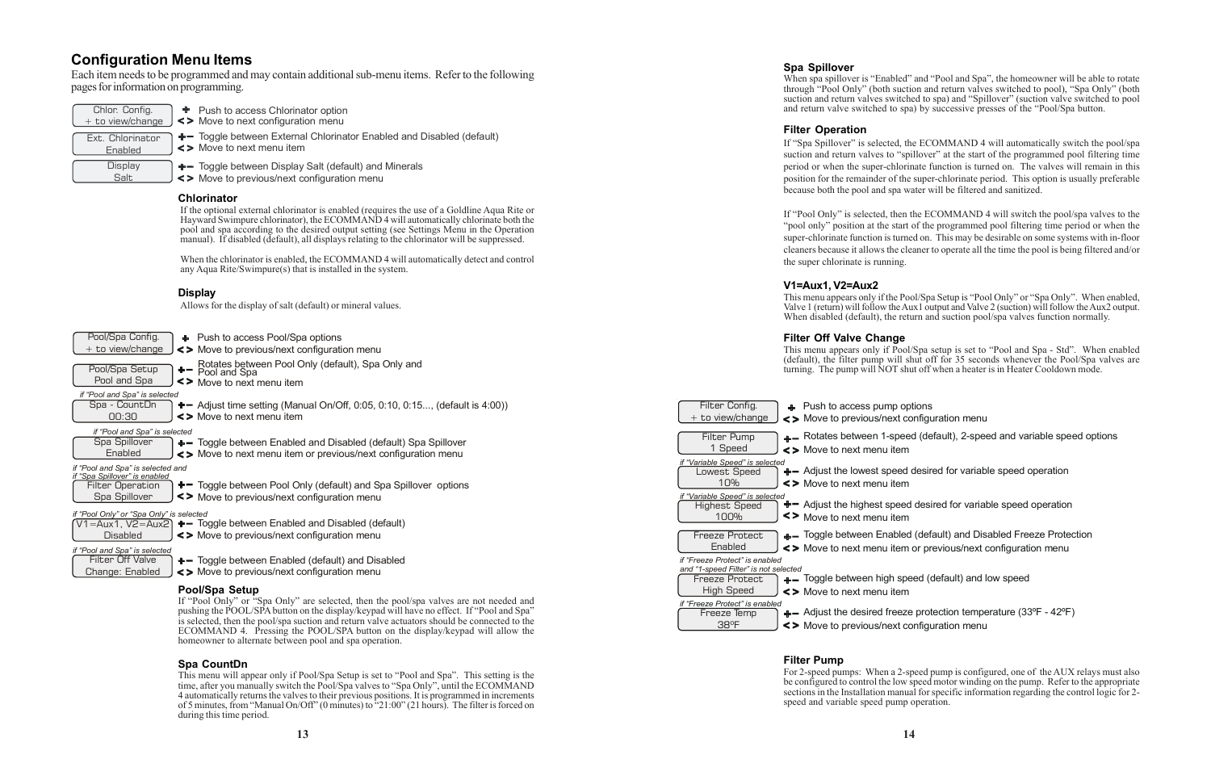# Configuration Menu Items

Each item needs to be programmed and may contain additional sub-menu items. Refer to the following pages for information on programming.

| | |
|---|---|
| Chlor. Config. + to view/change | + Push to access Chlorinator option<br>< > Move to next configuration menu |
| Ext. Chlorinator Enabled | +– Toggle between External Chlorinator Enabled and Disabled (default)<br>< > Move to next menu item |
| Display Salt | +– Toggle between Display Salt (default) and Minerals<br>< > Move to previous/next configuration menu |

### Chlorinator

If the optional external chlorinator is enabled (requires the use of a Goldline Aqua Rite or Hayward Swimpure chlorinator), the ECOMMAND 4 will automatically chlorinate both the pool and spa according to the desired output setting (see Settings Menu in the Operation manual). If disabled (default), all displays relating to the chlorinator will be suppressed.

When the chlorinator is enabled, the ECOMMAND 4 will automatically detect and control any Aqua Rite/Swimpure(s) that is installed in the system.

### Display

Allows for the display of salt (default) or mineral values.

| | |
|---|---|
| Pool/Spa Config. + to view/change | + Push to access Pool/Spa options<br>< > Move to previous/next configuration menu |
| Pool/Spa Setup Pool and Spa | +– Rotates between Pool Only (default), Spa Only and Pool and Spa<br>< > Move to next menu item |
| *if "Pool and Spa" is selected*<br>Spa - CountDn 00:30 | +– Adjust time setting (Manual On/Off, 0:05, 0:10, 0:15..., (default is 4:00))<br>< > Move to next menu item |
| *if "Pool and Spa" is selected*<br>Spa Spillover Enabled | +– Toggle between Enabled and Disabled (default) Spa Spillover<br>< > Move to next menu item or previous/next configuration menu |
| *if "Pool and Spa" is selected and if "Spa Spillover" is enabled*<br>Filter Operation Spa Spillover | +– Toggle between Pool Only (default) and Spa Spillover options<br>< > Move to previous/next configuration menu |
| *if "Pool Only" or "Spa Only" is selected*<br>V1=Aux1, V2=Aux2 Disabled | +– Toggle between Enabled and Disabled (default)<br>< > Move to previous/next configuration menu |
| *if "Pool and Spa" is selected*<br>Filter Off Valve Change: Enabled | +– Toggle between Enabled (default) and Disabled<br>< > Move to previous/next configuration menu |

### Pool/Spa Setup

If "Pool Only" or "Spa Only" are selected, then the pool/spa valves are not needed and pushing the POOL/SPA button on the display/keypad will have no effect. If "Pool and Spa" is selected, then the pool/spa suction and return valve actuators should be connected to the ECOMMAND 4. Pressing the POOL/SPA button on the display/keypad will allow the homeowner to alternate between pool and spa operation.

### Spa CountDn

This menu will appear only if Pool/Spa Setup is set to "Pool and Spa". This setting is the time, after you manually switch the Pool/Spa valves to "Spa Only", until the ECOMMAND 4 automatically returns the valves to their previous positions. It is programmed in increments of 5 minutes, from "Manual On/Off" (0 minutes) to "21:00" (21 hours). The filter is forced on during this time period.

### Spa Spillover

When spa spillover is "Enabled" and "Pool and Spa", the homeowner will be able to rotate through "Pool Only" (both suction and return valves switched to pool), "Spa Only" (both suction and return valves switched to spa) and "Spillover" (suction valve switched to pool and return valve switched to spa) by successive presses of the "Pool/Spa button.

### Filter Operation

If "Spa Spillover" is selected, the ECOMMAND 4 will automatically switch the pool/spa suction and return valves to "spillover" at the start of the programmed pool filtering time period or when the super-chlorinate function is turned on. The valves will remain in this position for the remainder of the super-chlorinate period. This option is usually preferable because both the pool and spa water will be filtered and sanitized.

If "Pool Only" is selected, then the ECOMMAND 4 will switch the pool/spa valves to the "pool only" position at the start of the programmed pool filtering time period or when the super-chlorinate function is turned on. This may be desirable on some systems with in-floor cleaners because it allows the cleaner to operate all the time the pool is being filtered and/or the super chlorinate is running.

### V1=Aux1, V2=Aux2

This menu appears only if the Pool/Spa Setup is "Pool Only" or "Spa Only". When enabled, Valve 1 (return) will follow the Aux1 output and Valve 2 (suction) will follow the Aux2 output. When disabled (default), the return and suction pool/spa valves function normally.

### Filter Off Valve Change

This menu appears only if Pool/Spa setup is set to "Pool and Spa - Std". When enabled (default), the filter pump will shut off for 35 seconds whenever the Pool/Spa valves are turning. The pump will NOT shut off when a heater is in Heater Cooldown mode.

| | |
|---|---|
| Filter Config. + to view/change | + Push to access pump options<br>< > Move to previous/next configuration menu |
| Filter Pump 1 Speed | +– Rotates between 1-speed (default), 2-speed and variable speed options<br>< > Move to next menu item |
| *if "Variable Speed" is selected*<br>Lowest Speed 10% | +– Adjust the lowest speed desired for variable speed operation<br>< > Move to next menu item |
| *if "Variable Speed" is selected*<br>Highest Speed 100% | +– Adjust the highest speed desired for variable speed operation<br>< > Move to next menu item |
| Freeze Protect Enabled | +– Toggle between Enabled (default) and Disabled Freeze Protection<br>< > Move to next menu item or previous/next configuration menu |
| *if "Freeze Protect" is enabled and "1-speed Filter" is not selected*<br>Freeze Protect High Speed | +– Toggle between high speed (default) and low speed<br>< > Move to next menu item |
| *if "Freeze Protect" is enabled*<br>Freeze Temp 38ºF | +– Adjust the desired freeze protection temperature (33ºF - 42ºF)<br>< > Move to previous/next configuration menu |

### Filter Pump

For 2-speed pumps: When a 2-speed pump is configured, one of the AUX relays must also be configured to control the low speed motor winding on the pump. Refer to the appropriate sections in the Installation manual for specific information regarding the control logic for 2-speed and variable speed pump operation.